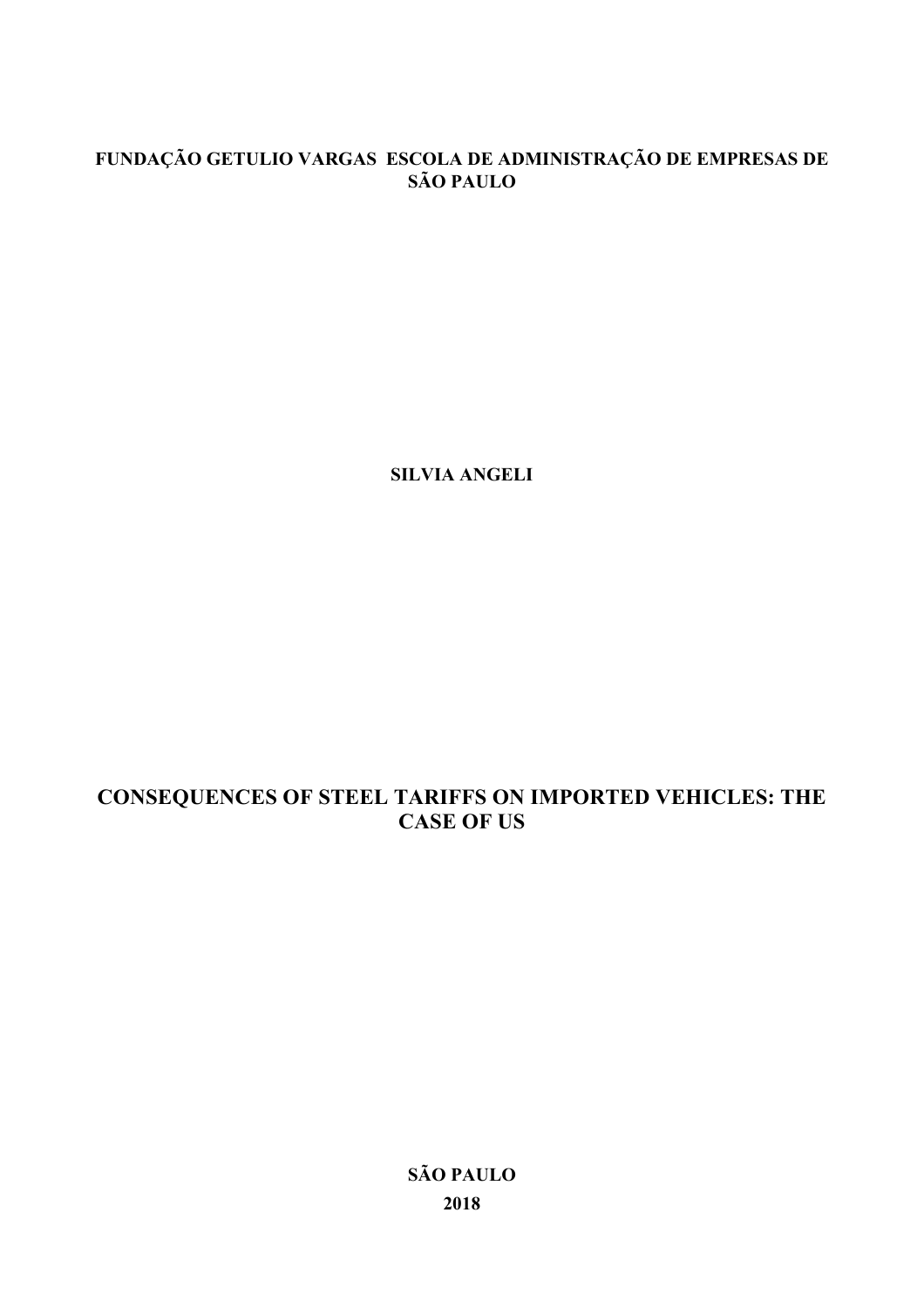**FUNDAÇÃO GETULIO VARGAS ESCOLA DE ADMINISTRAÇÃO DE EMPRESAS DE SÃO PAULO**

**SILVIA ANGELI**

# CONSEQUENCES OF STEEL TARIFFS ON IMPORTED VEHICLES: THE CASE OF US

**SÃO PAULO**

**2018**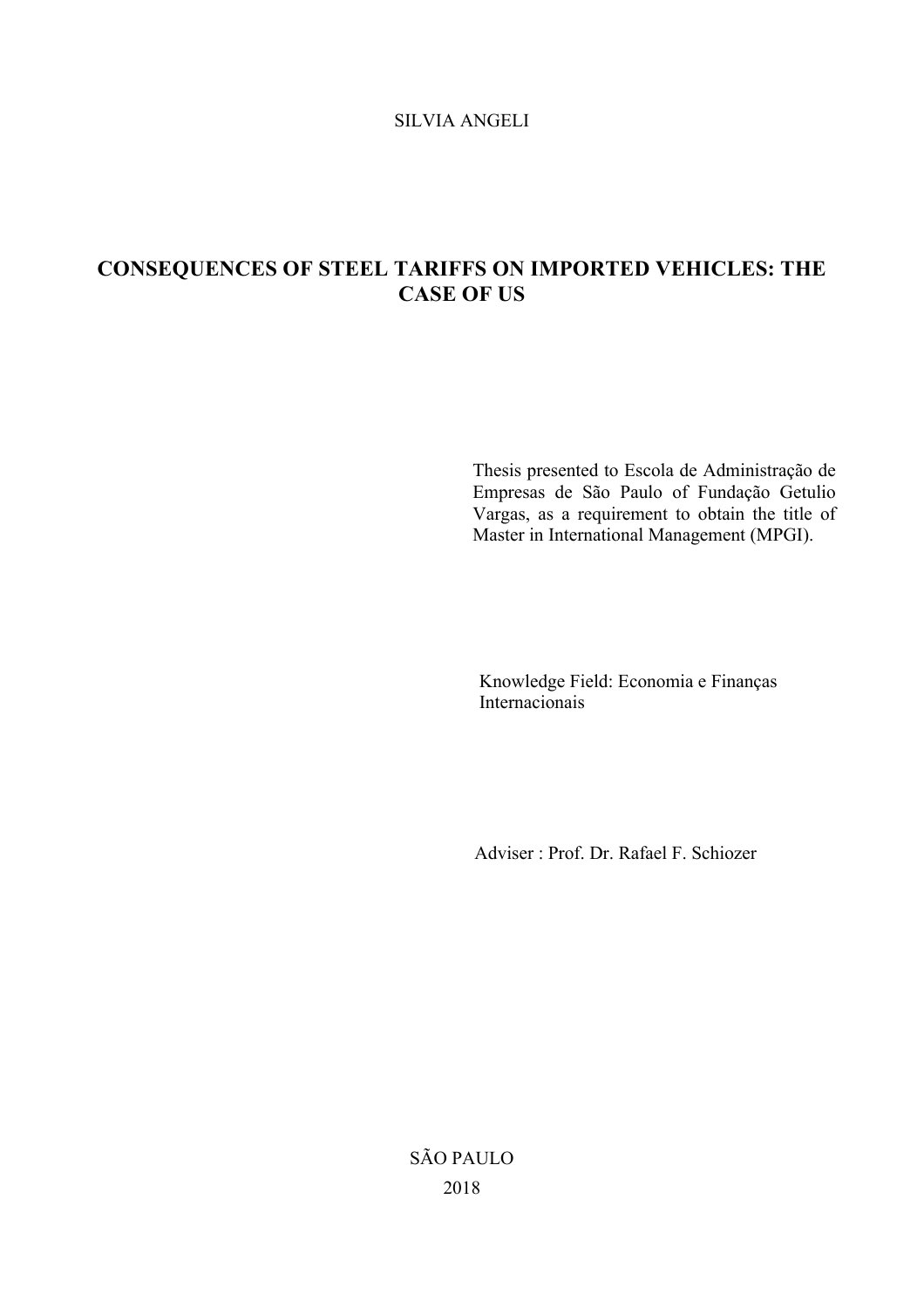SILVIA ANGELI

# CONSEQUENCES OF STEEL TARIFFS ON IMPORTED VEHICLES: THE CASE OF US

Thesis presented to Escola de Administração de Empresas de São Paulo of Fundação Getulio Vargas, as a requirement to obtain the title of Master in International Management (MPGI).

Knowledge Field: Economia e Finanças Internacionais

Adviser : Prof. Dr. Rafael F. Schiozer

SÃO PAULO

2018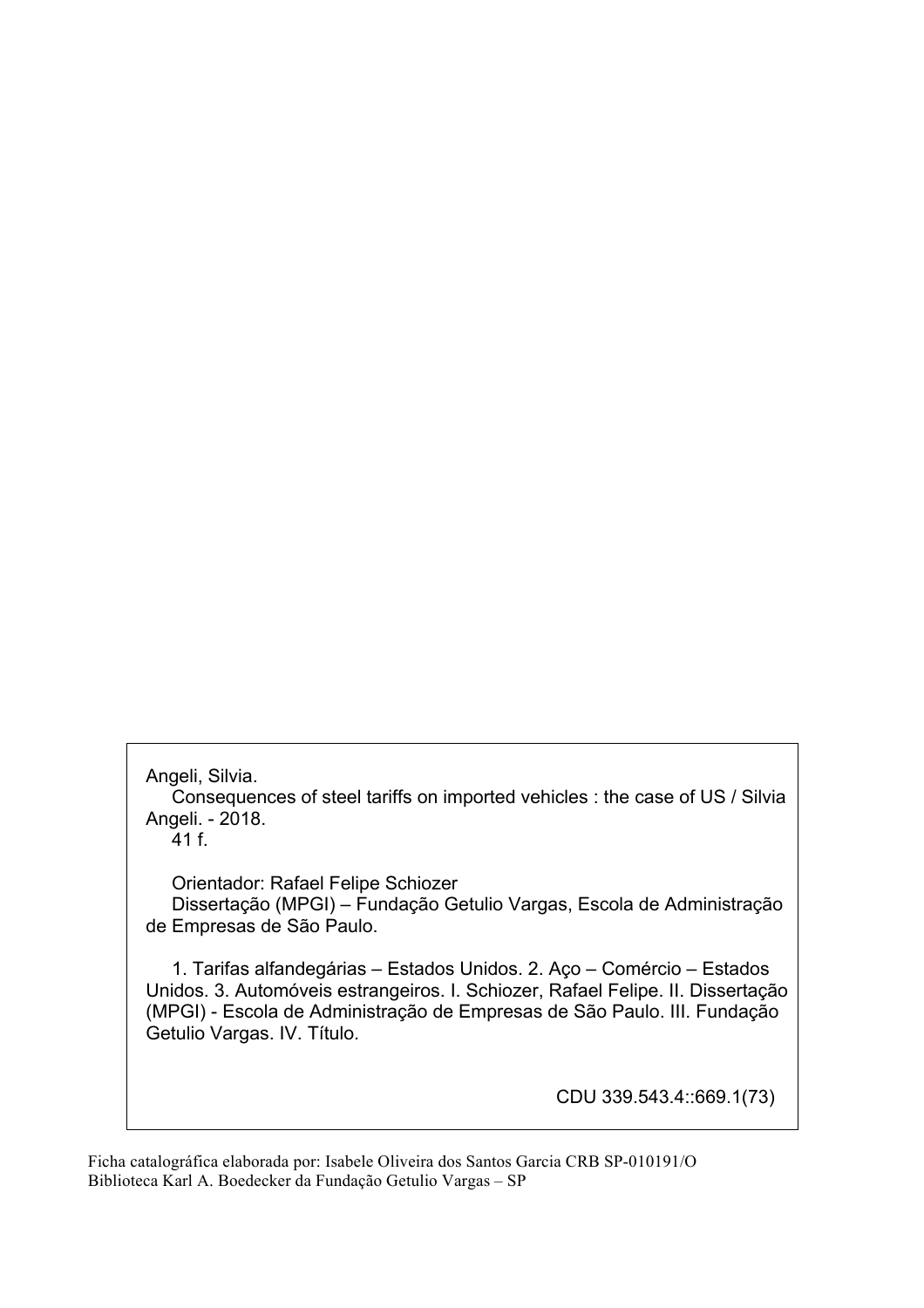Angeli, Silvia.
 Consequences of steel tariffs on imported vehicles : the case of US / Silvia Angeli. - 2018.
 41 f.

 Orientador: Rafael Felipe Schiozer
 Dissertação (MPGI) – Fundação Getulio Vargas, Escola de Administração de Empresas de São Paulo.

 1. Tarifas alfandegárias – Estados Unidos. 2. Aço – Comércio – Estados Unidos. 3. Automóveis estrangeiros. I. Schiozer, Rafael Felipe. II. Dissertação (MPGI) - Escola de Administração de Empresas de São Paulo. III. Fundação Getulio Vargas. IV. Título.

CDU 339.543.4::669.1(73)

Ficha catalográfica elaborada por: Isabele Oliveira dos Santos Garcia CRB SP-010191/O
Biblioteca Karl A. Boedecker da Fundação Getulio Vargas – SP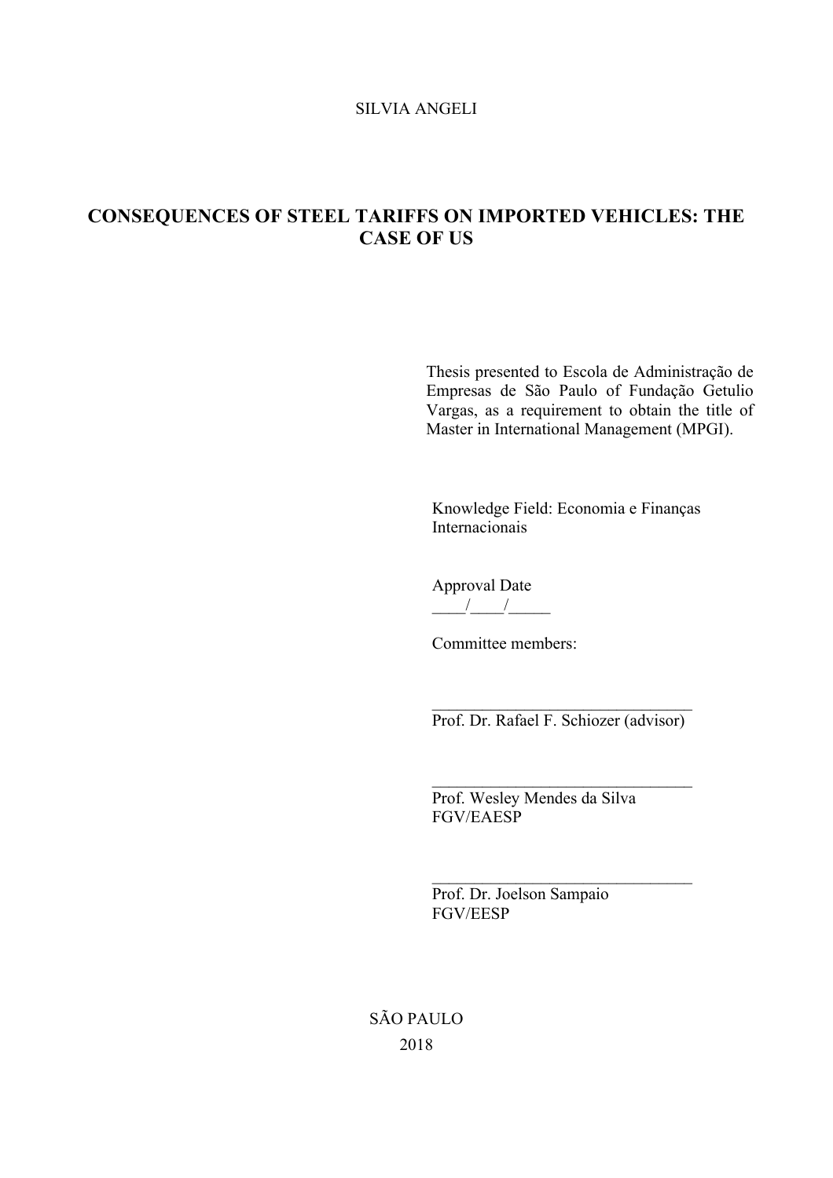SILVIA ANGELI

# CONSEQUENCES OF STEEL TARIFFS ON IMPORTED VEHICLES: THE CASE OF US

Thesis presented to Escola de Administração de Empresas de São Paulo of Fundação Getulio Vargas, as a requirement to obtain the title of Master in International Management (MPGI).

Knowledge Field: Economia e Finanças Internacionais

Approval Date
____/____/_____

Committee members:

_______________________________
Prof. Dr. Rafael F. Schiozer (advisor)

_______________________________
Prof. Wesley Mendes da Silva
FGV/EAESP

_______________________________
Prof. Dr. Joelson Sampaio
FGV/EESP

SÃO PAULO

2018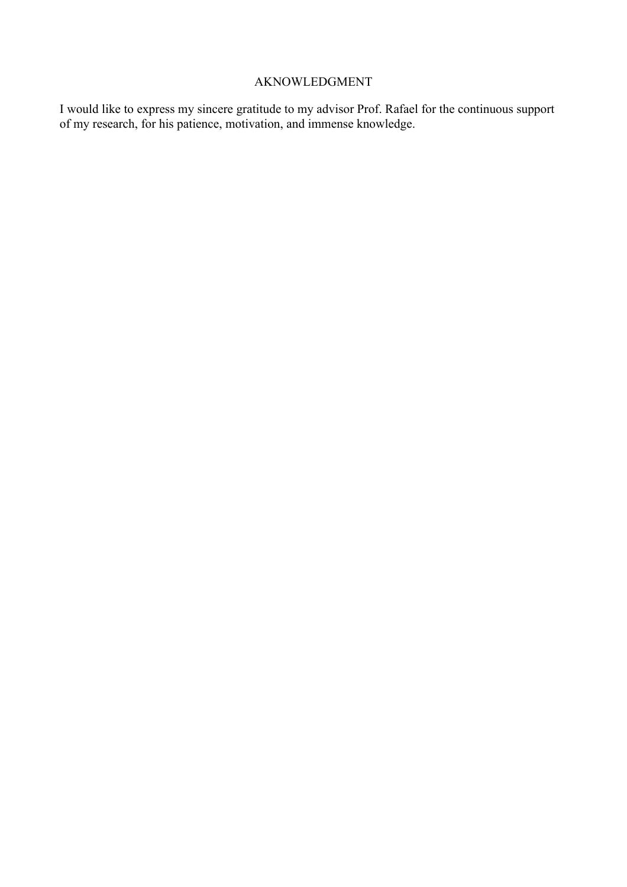# AKNOWLEDGMENT

I would like to express my sincere gratitude to my advisor Prof. Rafael for the continuous support of my research, for his patience, motivation, and immense knowledge.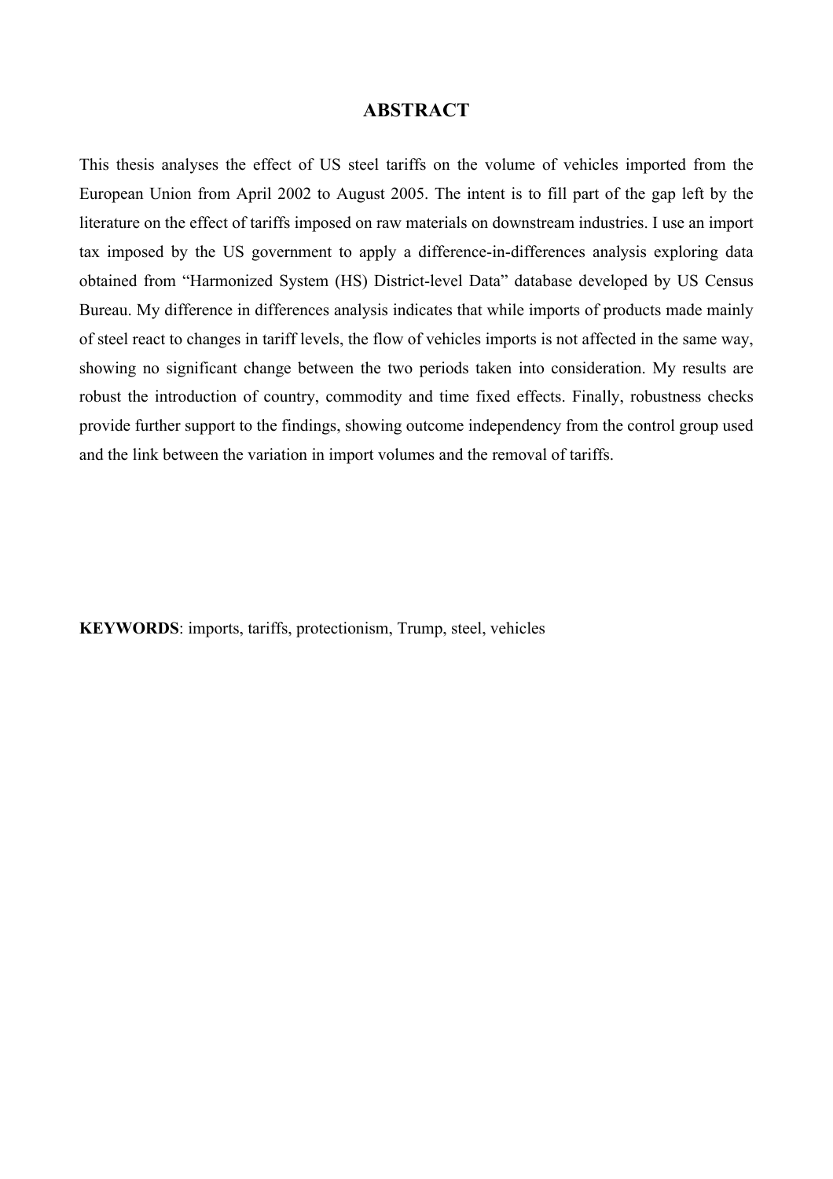# ABSTRACT

This thesis analyses the effect of US steel tariffs on the volume of vehicles imported from the European Union from April 2002 to August 2005. The intent is to fill part of the gap left by the literature on the effect of tariffs imposed on raw materials on downstream industries. I use an import tax imposed by the US government to apply a difference-in-differences analysis exploring data obtained from "Harmonized System (HS) District-level Data" database developed by US Census Bureau. My difference in differences analysis indicates that while imports of products made mainly of steel react to changes in tariff levels, the flow of vehicles imports is not affected in the same way, showing no significant change between the two periods taken into consideration. My results are robust the introduction of country, commodity and time fixed effects. Finally, robustness checks provide further support to the findings, showing outcome independency from the control group used and the link between the variation in import volumes and the removal of tariffs.

**KEYWORDS**: imports, tariffs, protectionism, Trump, steel, vehicles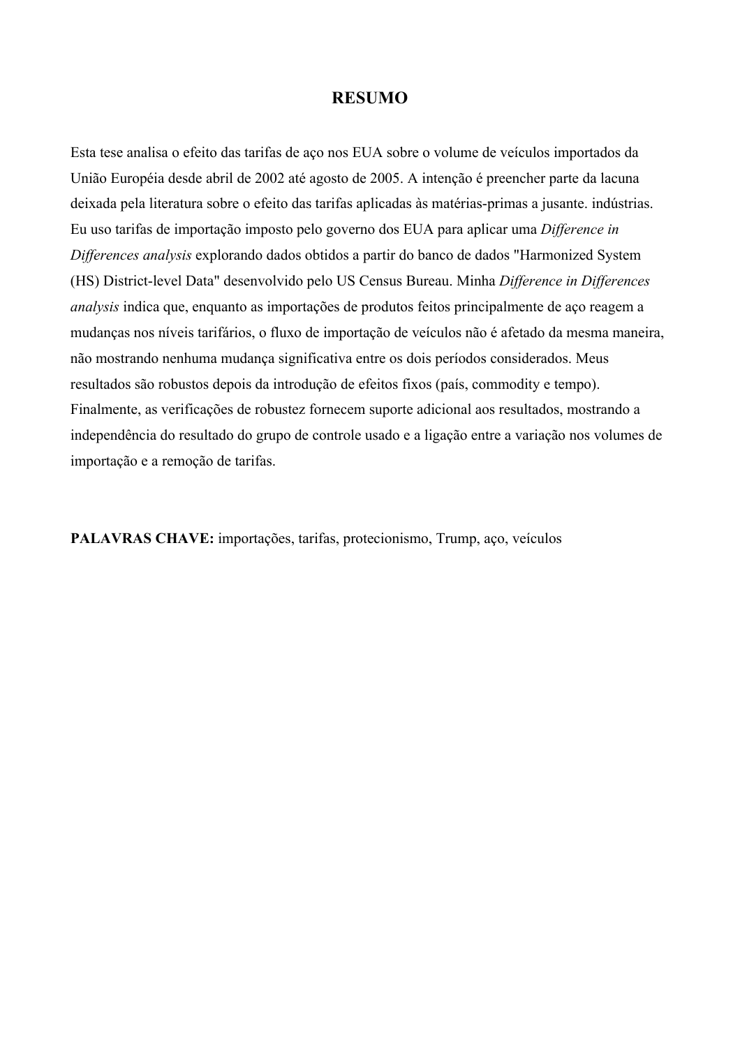# RESUMO

Esta tese analisa o efeito das tarifas de aço nos EUA sobre o volume de veículos importados da União Européia desde abril de 2002 até agosto de 2005. A intenção é preencher parte da lacuna deixada pela literatura sobre o efeito das tarifas aplicadas às matérias-primas a jusante. indústrias. Eu uso tarifas de importação imposto pelo governo dos EUA para aplicar uma *Difference in Differences analysis* explorando dados obtidos a partir do banco de dados "Harmonized System (HS) District-level Data" desenvolvido pelo US Census Bureau. Minha *Difference in Differences analysis* indica que, enquanto as importações de produtos feitos principalmente de aço reagem a mudanças nos níveis tarifários, o fluxo de importação de veículos não é afetado da mesma maneira, não mostrando nenhuma mudança significativa entre os dois períodos considerados. Meus resultados são robustos depois da introdução de efeitos fixos (país, commodity e tempo). Finalmente, as verificações de robustez fornecem suporte adicional aos resultados, mostrando a independência do resultado do grupo de controle usado e a ligação entre a variação nos volumes de importação e a remoção de tarifas.

**PALAVRAS CHAVE:** importações, tarifas, protecionismo, Trump, aço, veículos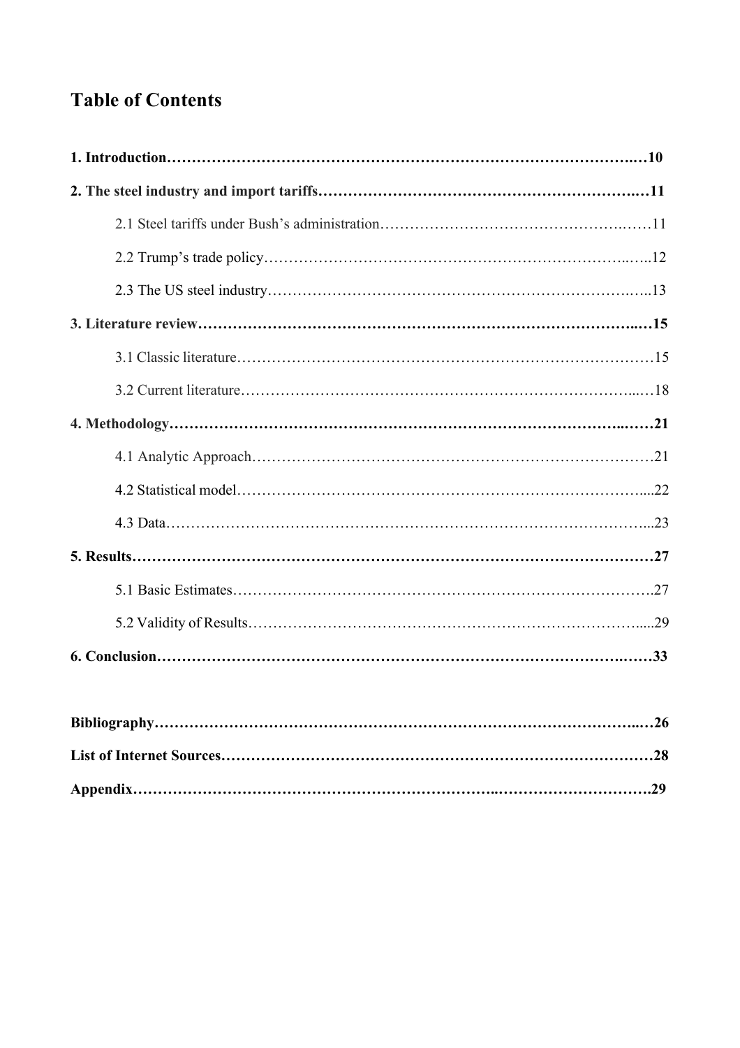# Table of Contents

**1. Introduction…………………………………………………………………………………….…10**

**2. The steel industry and import tariffs……………………………………………………….…11**

2.1 Steel tariffs under Bush's administration…………………………………………….……11

2.2 Trump's trade policy…………………………………………………………………..…..12

2.3 The US steel industry……………………………………………………………….…..13

**3. Literature review…………………………………………………………………………..…15**

3.1 Classic literature…………………………………………………………………………15

3.2 Current literature……………………………………………………………………...…18

**4. Methodology………………………………………………………………………………..……21**

4.1 Analytic Approach………………………………………………………………………21

4.2 Statistical model………………………………………………………………………....22

4.3 Data………………………………………………………………………………………...23

**5. Results…………………………………………………………………………………………27**

5.1 Basic Estimates………………………………………………………………………….27

5.2 Validity of Results……………………………………………………………………......29

**6. Conclusion……………………………………………………………………………….……33**

**Bibliography…………………………………………………………………………………...…26**

**List of Internet Sources…………………………………………………………………………28**

**Appendix……………………………………………………………..…………………………29**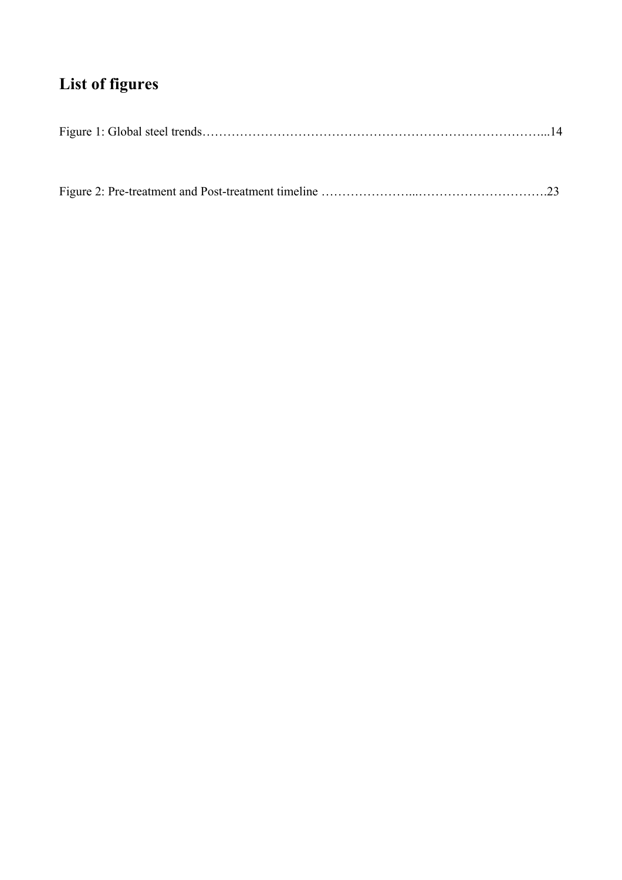## List of figures

Figure 1: Global steel trends……………………………………………………………………...14

Figure 2: Pre-treatment and Post-treatment timeline …………………...………………………….23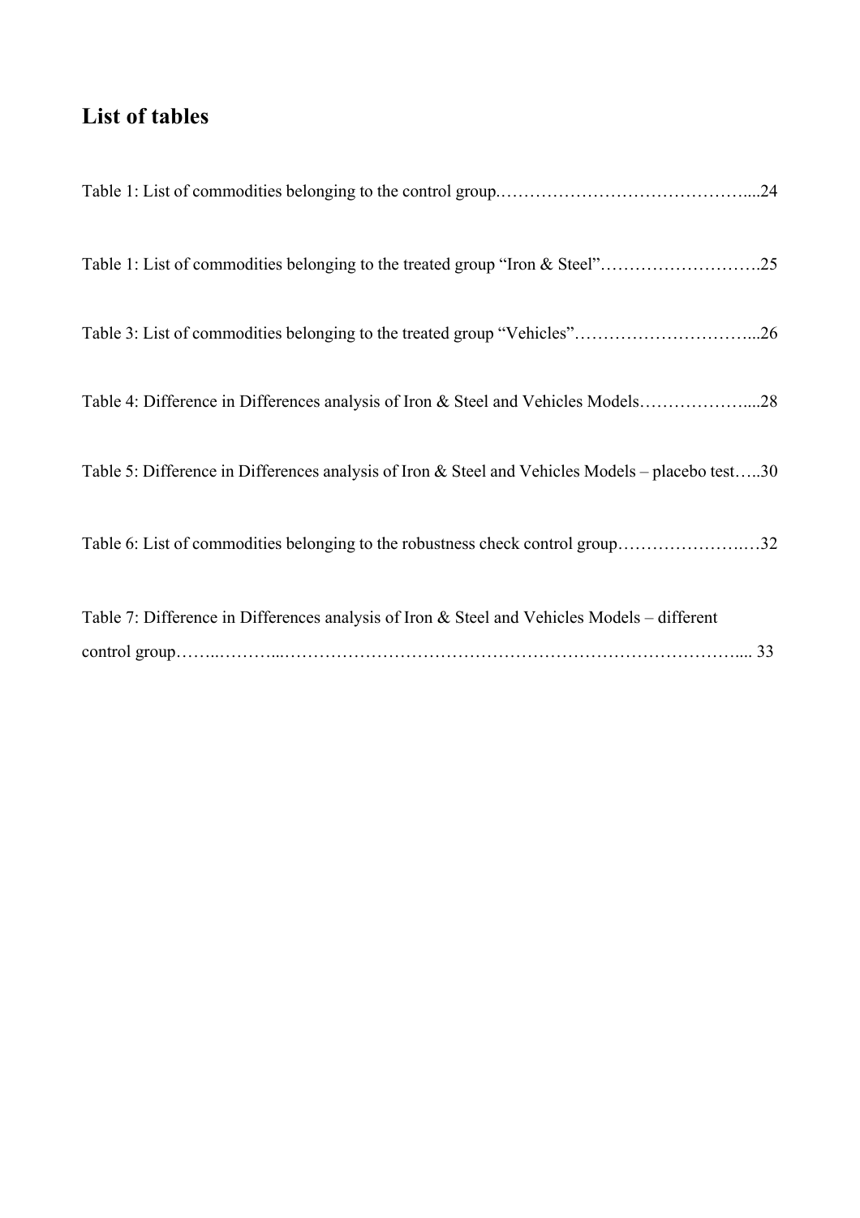## List of tables

Table 1: List of commodities belonging to the control group.……………………………………....24

Table 1: List of commodities belonging to the treated group “Iron & Steel”……………………….25

Table 3: List of commodities belonging to the treated group “Vehicles”…………………………...26

Table 4: Difference in Differences analysis of Iron & Steel and Vehicles Models………………....28

Table 5: Difference in Differences analysis of Iron & Steel and Vehicles Models – placebo test…..30

Table 6: List of commodities belonging to the robustness check control group…………………….32

Table 7: Difference in Differences analysis of Iron & Steel and Vehicles Models – different control group……..………...……………………………………………………………………….... 33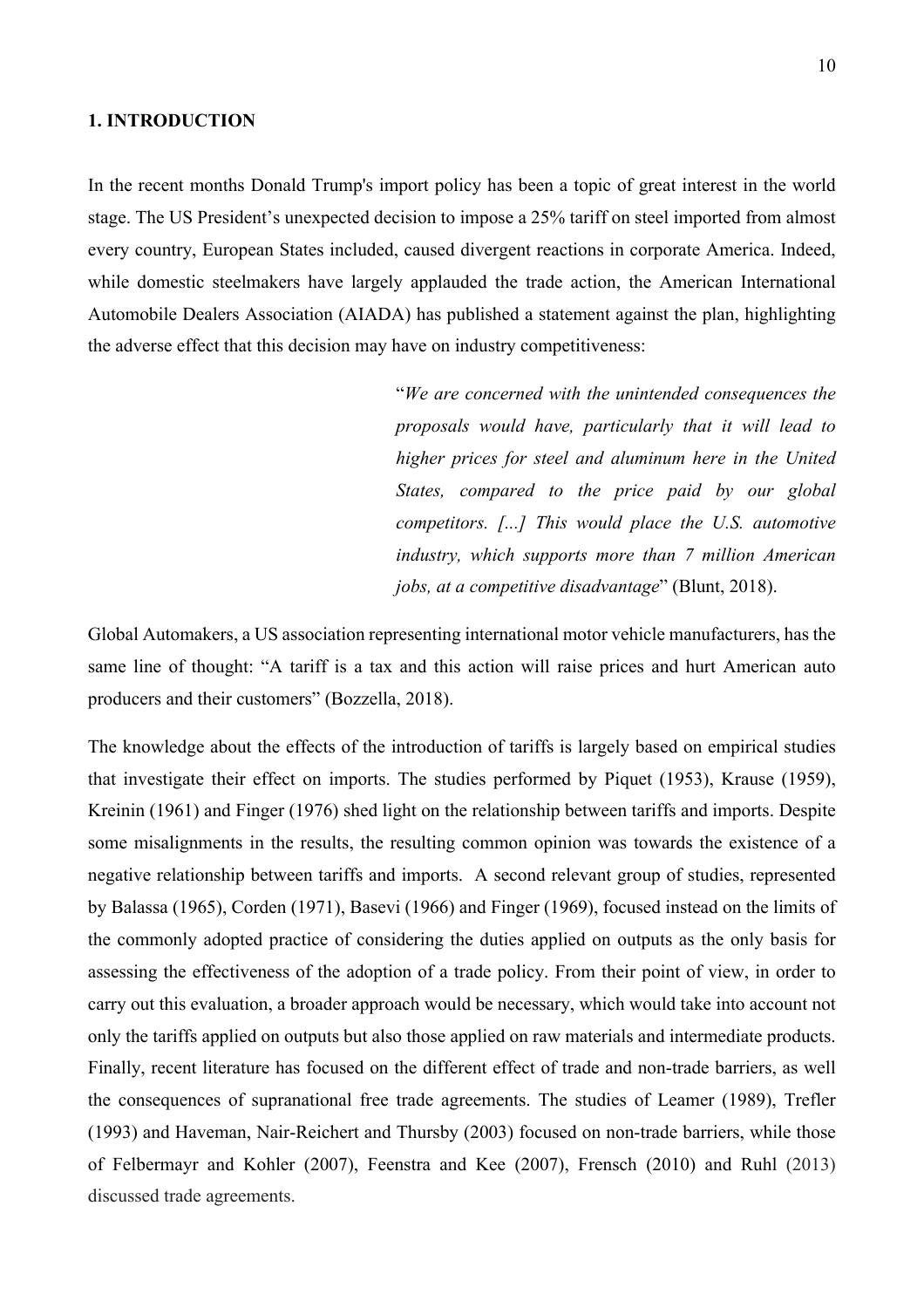# 1. INTRODUCTION

In the recent months Donald Trump's import policy has been a topic of great interest in the world stage. The US President's unexpected decision to impose a 25% tariff on steel imported from almost every country, European States included, caused divergent reactions in corporate America. Indeed, while domestic steelmakers have largely applauded the trade action, the American International Automobile Dealers Association (AIADA) has published a statement against the plan, highlighting the adverse effect that this decision may have on industry competitiveness:

> "*We are concerned with the unintended consequences the proposals would have, particularly that it will lead to higher prices for steel and aluminum here in the United States, compared to the price paid by our global competitors. [...] This would place the U.S. automotive industry, which supports more than 7 million American jobs, at a competitive disadvantage*" (Blunt, 2018).

Global Automakers, a US association representing international motor vehicle manufacturers, has the same line of thought: "A tariff is a tax and this action will raise prices and hurt American auto producers and their customers" (Bozzella, 2018).

The knowledge about the effects of the introduction of tariffs is largely based on empirical studies that investigate their effect on imports. The studies performed by Piquet (1953), Krause (1959), Kreinin (1961) and Finger (1976) shed light on the relationship between tariffs and imports. Despite some misalignments in the results, the resulting common opinion was towards the existence of a negative relationship between tariffs and imports. A second relevant group of studies, represented by Balassa (1965), Corden (1971), Basevi (1966) and Finger (1969), focused instead on the limits of the commonly adopted practice of considering the duties applied on outputs as the only basis for assessing the effectiveness of the adoption of a trade policy. From their point of view, in order to carry out this evaluation, a broader approach would be necessary, which would take into account not only the tariffs applied on outputs but also those applied on raw materials and intermediate products. Finally, recent literature has focused on the different effect of trade and non-trade barriers, as well the consequences of supranational free trade agreements. The studies of Leamer (1989), Trefler (1993) and Haveman, Nair-Reichert and Thursby (2003) focused on non-trade barriers, while those of Felbermayr and Kohler (2007), Feenstra and Kee (2007), Frensch (2010) and Ruhl (2013) discussed trade agreements.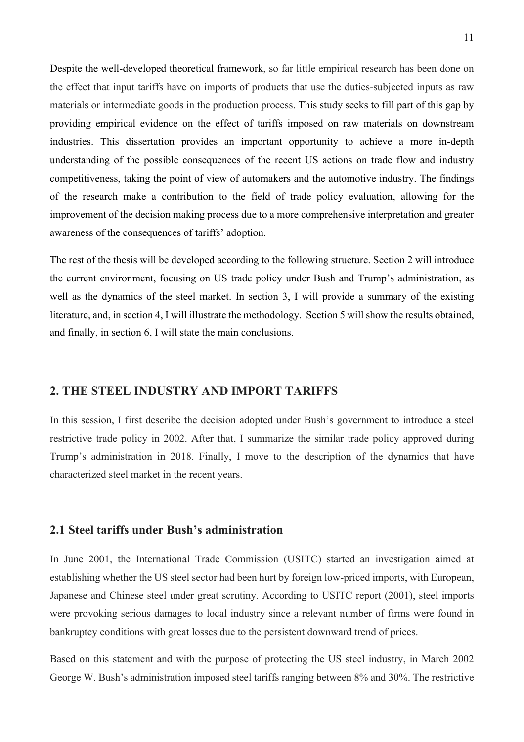Despite the well-developed theoretical framework, so far little empirical research has been done on the effect that input tariffs have on imports of products that use the duties-subjected inputs as raw materials or intermediate goods in the production process. This study seeks to fill part of this gap by providing empirical evidence on the effect of tariffs imposed on raw materials on downstream industries. This dissertation provides an important opportunity to achieve a more in-depth understanding of the possible consequences of the recent US actions on trade flow and industry competitiveness, taking the point of view of automakers and the automotive industry. The findings of the research make a contribution to the field of trade policy evaluation, allowing for the improvement of the decision making process due to a more comprehensive interpretation and greater awareness of the consequences of tariffs' adoption.

The rest of the thesis will be developed according to the following structure. Section 2 will introduce the current environment, focusing on US trade policy under Bush and Trump's administration, as well as the dynamics of the steel market. In section 3, I will provide a summary of the existing literature, and, in section 4, I will illustrate the methodology. Section 5 will show the results obtained, and finally, in section 6, I will state the main conclusions.

## 2. THE STEEL INDUSTRY AND IMPORT TARIFFS

In this session, I first describe the decision adopted under Bush's government to introduce a steel restrictive trade policy in 2002. After that, I summarize the similar trade policy approved during Trump's administration in 2018. Finally, I move to the description of the dynamics that have characterized steel market in the recent years.

### 2.1 Steel tariffs under Bush's administration

In June 2001, the International Trade Commission (USITC) started an investigation aimed at establishing whether the US steel sector had been hurt by foreign low-priced imports, with European, Japanese and Chinese steel under great scrutiny. According to USITC report (2001), steel imports were provoking serious damages to local industry since a relevant number of firms were found in bankruptcy conditions with great losses due to the persistent downward trend of prices.

Based on this statement and with the purpose of protecting the US steel industry, in March 2002 George W. Bush's administration imposed steel tariffs ranging between 8% and 30%. The restrictive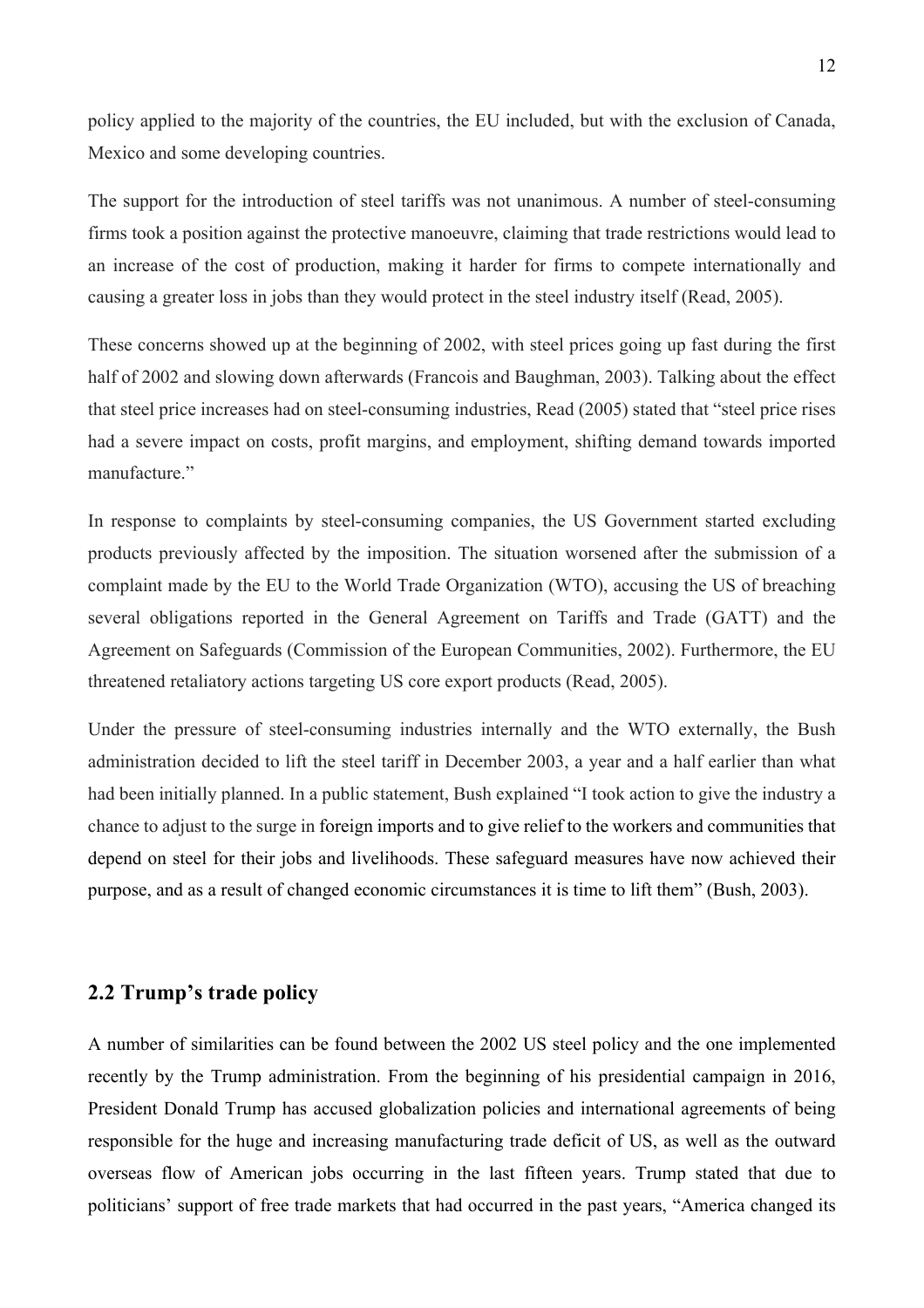policy applied to the majority of the countries, the EU included, but with the exclusion of Canada, Mexico and some developing countries.

The support for the introduction of steel tariffs was not unanimous. A number of steel-consuming firms took a position against the protective manoeuvre, claiming that trade restrictions would lead to an increase of the cost of production, making it harder for firms to compete internationally and causing a greater loss in jobs than they would protect in the steel industry itself (Read, 2005).

These concerns showed up at the beginning of 2002, with steel prices going up fast during the first half of 2002 and slowing down afterwards (Francois and Baughman, 2003). Talking about the effect that steel price increases had on steel-consuming industries, Read (2005) stated that "steel price rises had a severe impact on costs, profit margins, and employment, shifting demand towards imported manufacture."

In response to complaints by steel-consuming companies, the US Government started excluding products previously affected by the imposition. The situation worsened after the submission of a complaint made by the EU to the World Trade Organization (WTO), accusing the US of breaching several obligations reported in the General Agreement on Tariffs and Trade (GATT) and the Agreement on Safeguards (Commission of the European Communities, 2002). Furthermore, the EU threatened retaliatory actions targeting US core export products (Read, 2005).

Under the pressure of steel-consuming industries internally and the WTO externally, the Bush administration decided to lift the steel tariff in December 2003, a year and a half earlier than what had been initially planned. In a public statement, Bush explained "I took action to give the industry a chance to adjust to the surge in foreign imports and to give relief to the workers and communities that depend on steel for their jobs and livelihoods. These safeguard measures have now achieved their purpose, and as a result of changed economic circumstances it is time to lift them" (Bush, 2003).

## 2.2 Trump's trade policy

A number of similarities can be found between the 2002 US steel policy and the one implemented recently by the Trump administration. From the beginning of his presidential campaign in 2016, President Donald Trump has accused globalization policies and international agreements of being responsible for the huge and increasing manufacturing trade deficit of US, as well as the outward overseas flow of American jobs occurring in the last fifteen years. Trump stated that due to politicians' support of free trade markets that had occurred in the past years, "America changed its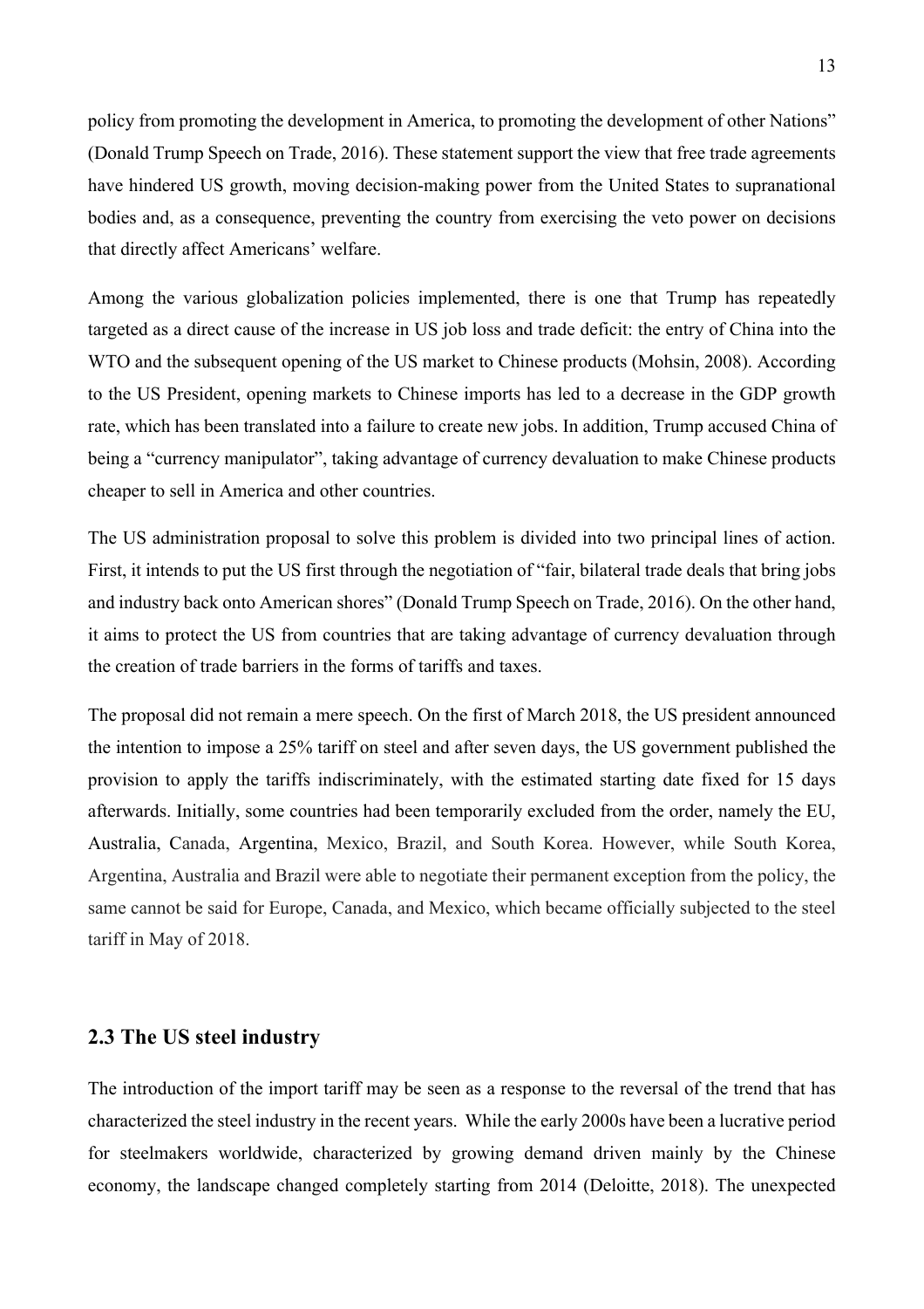policy from promoting the development in America, to promoting the development of other Nations" (Donald Trump Speech on Trade, 2016). These statement support the view that free trade agreements have hindered US growth, moving decision-making power from the United States to supranational bodies and, as a consequence, preventing the country from exercising the veto power on decisions that directly affect Americans' welfare.

Among the various globalization policies implemented, there is one that Trump has repeatedly targeted as a direct cause of the increase in US job loss and trade deficit: the entry of China into the WTO and the subsequent opening of the US market to Chinese products (Mohsin, 2008). According to the US President, opening markets to Chinese imports has led to a decrease in the GDP growth rate, which has been translated into a failure to create new jobs. In addition, Trump accused China of being a "currency manipulator", taking advantage of currency devaluation to make Chinese products cheaper to sell in America and other countries.

The US administration proposal to solve this problem is divided into two principal lines of action. First, it intends to put the US first through the negotiation of "fair, bilateral trade deals that bring jobs and industry back onto American shores" (Donald Trump Speech on Trade, 2016). On the other hand, it aims to protect the US from countries that are taking advantage of currency devaluation through the creation of trade barriers in the forms of tariffs and taxes.

The proposal did not remain a mere speech. On the first of March 2018, the US president announced the intention to impose a 25% tariff on steel and after seven days, the US government published the provision to apply the tariffs indiscriminately, with the estimated starting date fixed for 15 days afterwards. Initially, some countries had been temporarily excluded from the order, namely the EU, Australia, Canada, Argentina, Mexico, Brazil, and South Korea. However, while South Korea, Argentina, Australia and Brazil were able to negotiate their permanent exception from the policy, the same cannot be said for Europe, Canada, and Mexico, which became officially subjected to the steel tariff in May of 2018.

## 2.3 The US steel industry

The introduction of the import tariff may be seen as a response to the reversal of the trend that has characterized the steel industry in the recent years. While the early 2000s have been a lucrative period for steelmakers worldwide, characterized by growing demand driven mainly by the Chinese economy, the landscape changed completely starting from 2014 (Deloitte, 2018). The unexpected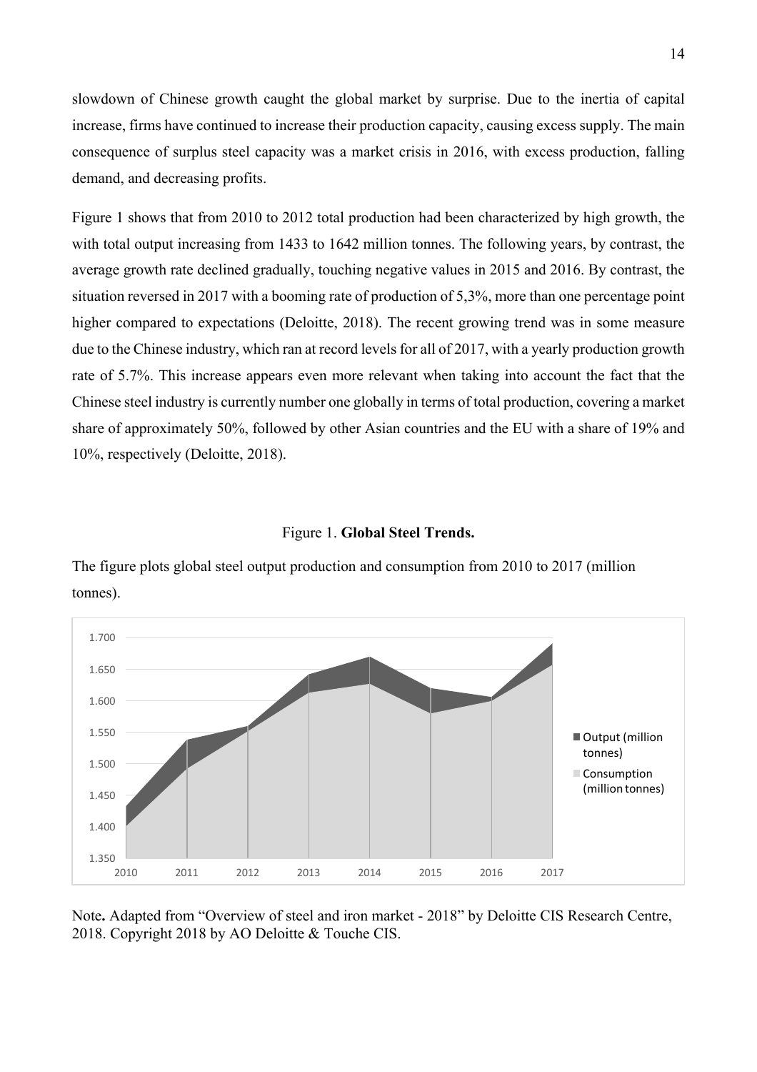slowdown of Chinese growth caught the global market by surprise. Due to the inertia of capital increase, firms have continued to increase their production capacity, causing excess supply. The main consequence of surplus steel capacity was a market crisis in 2016, with excess production, falling demand, and decreasing profits.

Figure 1 shows that from 2010 to 2012 total production had been characterized by high growth, the with total output increasing from 1433 to 1642 million tonnes. The following years, by contrast, the average growth rate declined gradually, touching negative values in 2015 and 2016. By contrast, the situation reversed in 2017 with a booming rate of production of 5,3%, more than one percentage point higher compared to expectations (Deloitte, 2018). The recent growing trend was in some measure due to the Chinese industry, which ran at record levels for all of 2017, with a yearly production growth rate of 5.7%. This increase appears even more relevant when taking into account the fact that the Chinese steel industry is currently number one globally in terms of total production, covering a market share of approximately 50%, followed by other Asian countries and the EU with a share of 19% and 10%, respectively (Deloitte, 2018).

Figure 1. **Global Steel Trends.**

The figure plots global steel output production and consumption from 2010 to 2017 (million tonnes).

Note**.** Adapted from "Overview of steel and iron market - 2018" by Deloitte CIS Research Centre, 2018. Copyright 2018 by AO Deloitte & Touche CIS.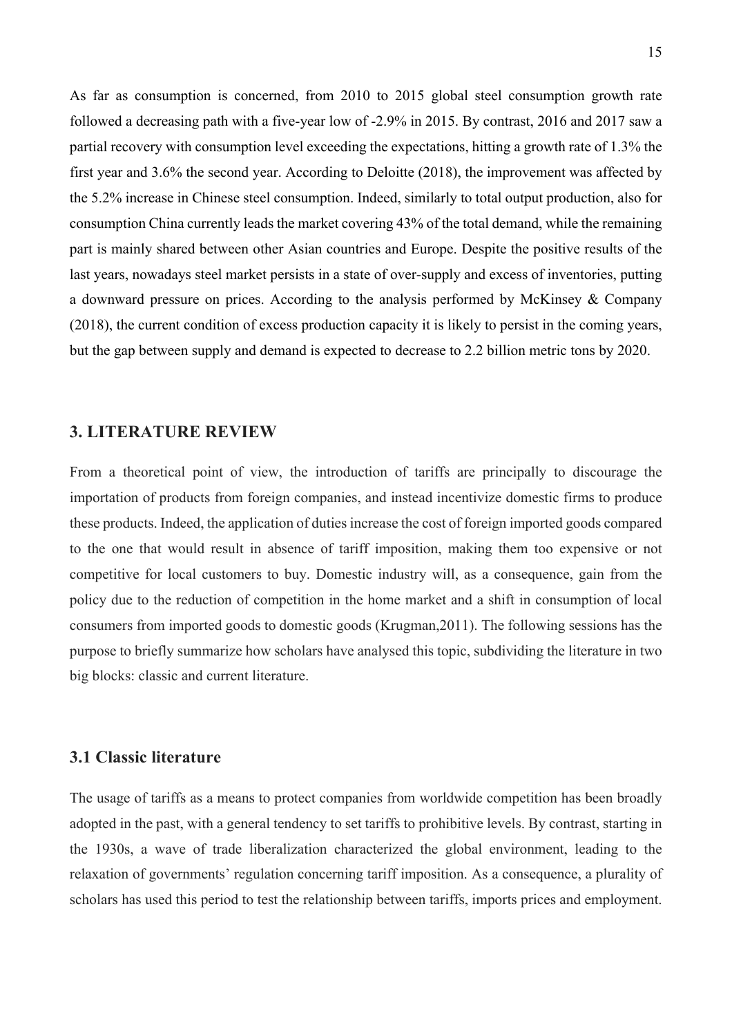As far as consumption is concerned, from 2010 to 2015 global steel consumption growth rate followed a decreasing path with a five-year low of -2.9% in 2015. By contrast, 2016 and 2017 saw a partial recovery with consumption level exceeding the expectations, hitting a growth rate of 1.3% the first year and 3.6% the second year. According to Deloitte (2018), the improvement was affected by the 5.2% increase in Chinese steel consumption. Indeed, similarly to total output production, also for consumption China currently leads the market covering 43% of the total demand, while the remaining part is mainly shared between other Asian countries and Europe. Despite the positive results of the last years, nowadays steel market persists in a state of over-supply and excess of inventories, putting a downward pressure on prices. According to the analysis performed by McKinsey & Company (2018), the current condition of excess production capacity it is likely to persist in the coming years, but the gap between supply and demand is expected to decrease to 2.2 billion metric tons by 2020.

# 3. LITERATURE REVIEW

From a theoretical point of view, the introduction of tariffs are principally to discourage the importation of products from foreign companies, and instead incentivize domestic firms to produce these products. Indeed, the application of duties increase the cost of foreign imported goods compared to the one that would result in absence of tariff imposition, making them too expensive or not competitive for local customers to buy. Domestic industry will, as a consequence, gain from the policy due to the reduction of competition in the home market and a shift in consumption of local consumers from imported goods to domestic goods (Krugman,2011). The following sessions has the purpose to briefly summarize how scholars have analysed this topic, subdividing the literature in two big blocks: classic and current literature.

## 3.1 Classic literature

The usage of tariffs as a means to protect companies from worldwide competition has been broadly adopted in the past, with a general tendency to set tariffs to prohibitive levels. By contrast, starting in the 1930s, a wave of trade liberalization characterized the global environment, leading to the relaxation of governments' regulation concerning tariff imposition. As a consequence, a plurality of scholars has used this period to test the relationship between tariffs, imports prices and employment.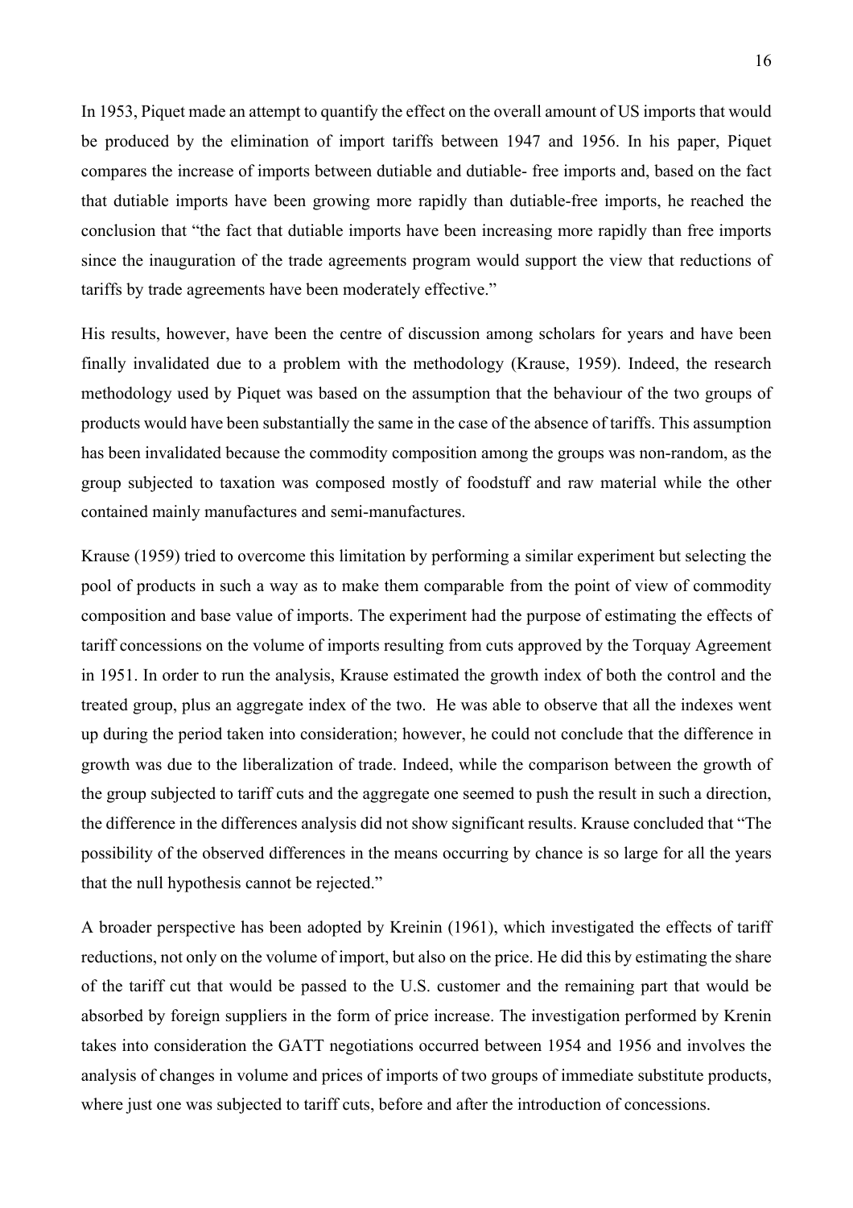In 1953, Piquet made an attempt to quantify the effect on the overall amount of US imports that would be produced by the elimination of import tariffs between 1947 and 1956. In his paper, Piquet compares the increase of imports between dutiable and dutiable- free imports and, based on the fact that dutiable imports have been growing more rapidly than dutiable-free imports, he reached the conclusion that "the fact that dutiable imports have been increasing more rapidly than free imports since the inauguration of the trade agreements program would support the view that reductions of tariffs by trade agreements have been moderately effective."

His results, however, have been the centre of discussion among scholars for years and have been finally invalidated due to a problem with the methodology (Krause, 1959). Indeed, the research methodology used by Piquet was based on the assumption that the behaviour of the two groups of products would have been substantially the same in the case of the absence of tariffs. This assumption has been invalidated because the commodity composition among the groups was non-random, as the group subjected to taxation was composed mostly of foodstuff and raw material while the other contained mainly manufactures and semi-manufactures.

Krause (1959) tried to overcome this limitation by performing a similar experiment but selecting the pool of products in such a way as to make them comparable from the point of view of commodity composition and base value of imports. The experiment had the purpose of estimating the effects of tariff concessions on the volume of imports resulting from cuts approved by the Torquay Agreement in 1951. In order to run the analysis, Krause estimated the growth index of both the control and the treated group, plus an aggregate index of the two. He was able to observe that all the indexes went up during the period taken into consideration; however, he could not conclude that the difference in growth was due to the liberalization of trade. Indeed, while the comparison between the growth of the group subjected to tariff cuts and the aggregate one seemed to push the result in such a direction, the difference in the differences analysis did not show significant results. Krause concluded that "The possibility of the observed differences in the means occurring by chance is so large for all the years that the null hypothesis cannot be rejected."

A broader perspective has been adopted by Kreinin (1961), which investigated the effects of tariff reductions, not only on the volume of import, but also on the price. He did this by estimating the share of the tariff cut that would be passed to the U.S. customer and the remaining part that would be absorbed by foreign suppliers in the form of price increase. The investigation performed by Krenin takes into consideration the GATT negotiations occurred between 1954 and 1956 and involves the analysis of changes in volume and prices of imports of two groups of immediate substitute products, where just one was subjected to tariff cuts, before and after the introduction of concessions.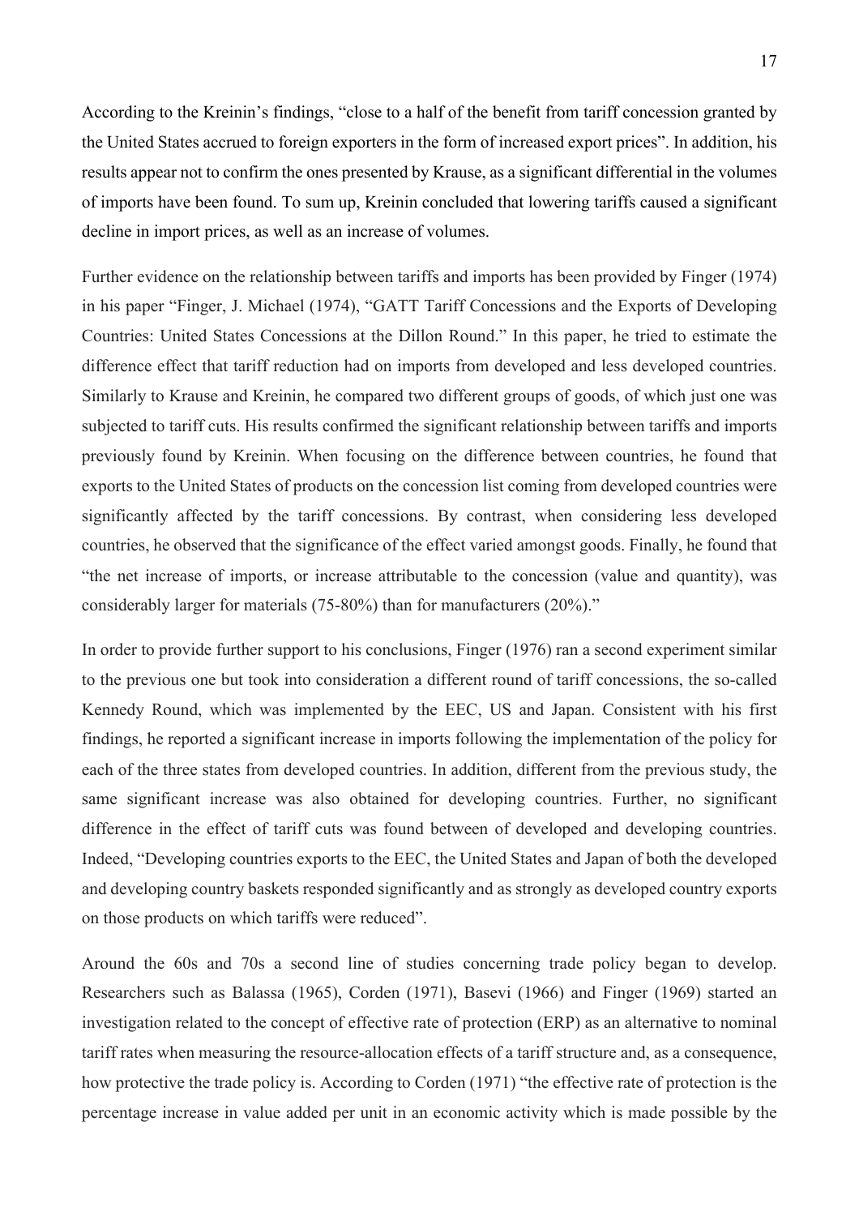According to the Kreinin's findings, "close to a half of the benefit from tariff concession granted by the United States accrued to foreign exporters in the form of increased export prices". In addition, his results appear not to confirm the ones presented by Krause, as a significant differential in the volumes of imports have been found. To sum up, Kreinin concluded that lowering tariffs caused a significant decline in import prices, as well as an increase of volumes.

Further evidence on the relationship between tariffs and imports has been provided by Finger (1974) in his paper "Finger, J. Michael (1974), "GATT Tariff Concessions and the Exports of Developing Countries: United States Concessions at the Dillon Round." In this paper, he tried to estimate the difference effect that tariff reduction had on imports from developed and less developed countries. Similarly to Krause and Kreinin, he compared two different groups of goods, of which just one was subjected to tariff cuts. His results confirmed the significant relationship between tariffs and imports previously found by Kreinin. When focusing on the difference between countries, he found that exports to the United States of products on the concession list coming from developed countries were significantly affected by the tariff concessions. By contrast, when considering less developed countries, he observed that the significance of the effect varied amongst goods. Finally, he found that "the net increase of imports, or increase attributable to the concession (value and quantity), was considerably larger for materials (75-80%) than for manufacturers (20%)."

In order to provide further support to his conclusions, Finger (1976) ran a second experiment similar to the previous one but took into consideration a different round of tariff concessions, the so-called Kennedy Round, which was implemented by the EEC, US and Japan. Consistent with his first findings, he reported a significant increase in imports following the implementation of the policy for each of the three states from developed countries. In addition, different from the previous study, the same significant increase was also obtained for developing countries. Further, no significant difference in the effect of tariff cuts was found between of developed and developing countries. Indeed, "Developing countries exports to the EEC, the United States and Japan of both the developed and developing country baskets responded significantly and as strongly as developed country exports on those products on which tariffs were reduced".

Around the 60s and 70s a second line of studies concerning trade policy began to develop. Researchers such as Balassa (1965), Corden (1971), Basevi (1966) and Finger (1969) started an investigation related to the concept of effective rate of protection (ERP) as an alternative to nominal tariff rates when measuring the resource-allocation effects of a tariff structure and, as a consequence, how protective the trade policy is. According to Corden (1971) "the effective rate of protection is the percentage increase in value added per unit in an economic activity which is made possible by the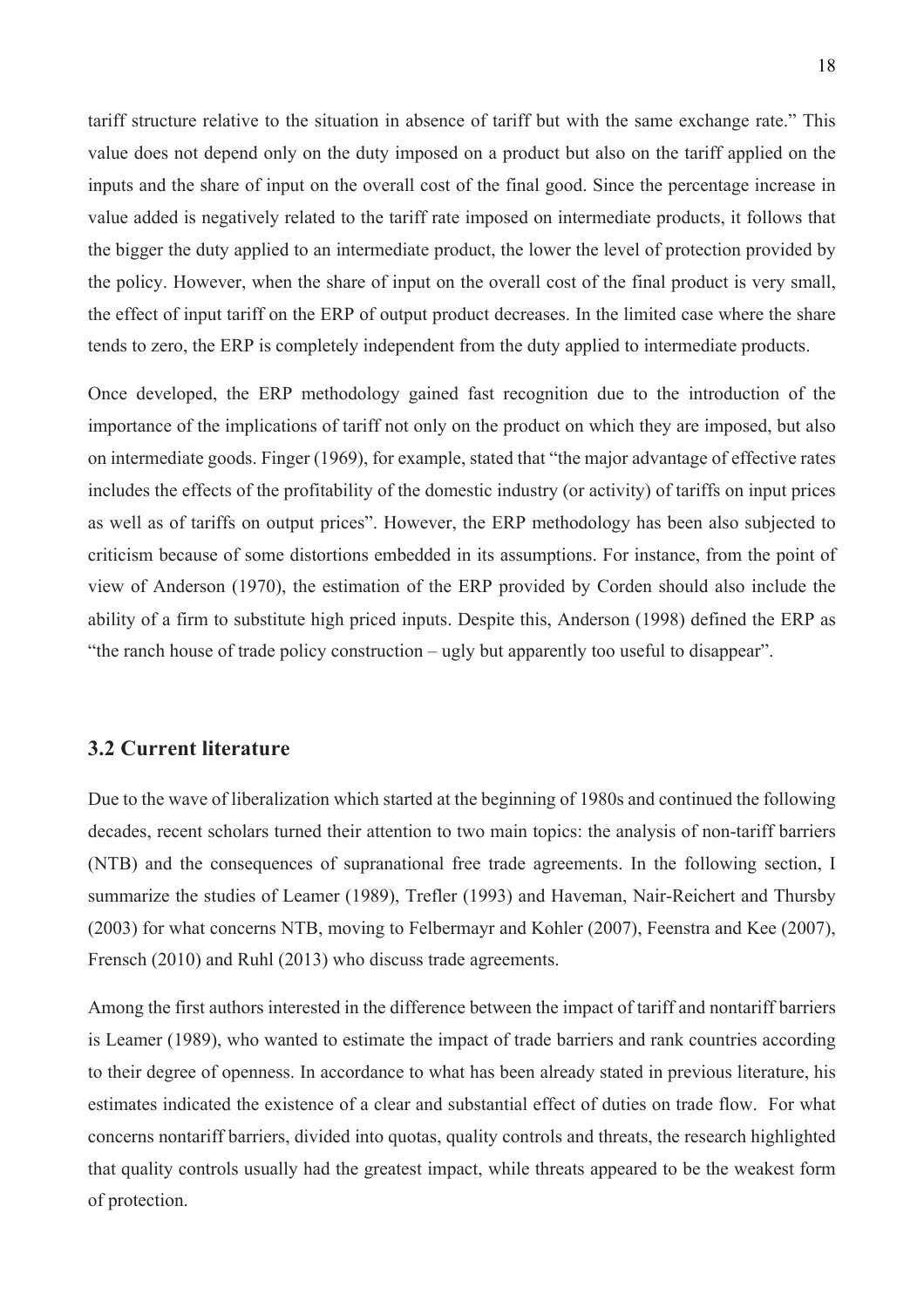tariff structure relative to the situation in absence of tariff but with the same exchange rate." This value does not depend only on the duty imposed on a product but also on the tariff applied on the inputs and the share of input on the overall cost of the final good. Since the percentage increase in value added is negatively related to the tariff rate imposed on intermediate products, it follows that the bigger the duty applied to an intermediate product, the lower the level of protection provided by the policy. However, when the share of input on the overall cost of the final product is very small, the effect of input tariff on the ERP of output product decreases. In the limited case where the share tends to zero, the ERP is completely independent from the duty applied to intermediate products.

Once developed, the ERP methodology gained fast recognition due to the introduction of the importance of the implications of tariff not only on the product on which they are imposed, but also on intermediate goods. Finger (1969), for example, stated that "the major advantage of effective rates includes the effects of the profitability of the domestic industry (or activity) of tariffs on input prices as well as of tariffs on output prices". However, the ERP methodology has been also subjected to criticism because of some distortions embedded in its assumptions. For instance, from the point of view of Anderson (1970), the estimation of the ERP provided by Corden should also include the ability of a firm to substitute high priced inputs. Despite this, Anderson (1998) defined the ERP as "the ranch house of trade policy construction – ugly but apparently too useful to disappear".

## 3.2 Current literature

Due to the wave of liberalization which started at the beginning of 1980s and continued the following decades, recent scholars turned their attention to two main topics: the analysis of non-tariff barriers (NTB) and the consequences of supranational free trade agreements. In the following section, I summarize the studies of Leamer (1989), Trefler (1993) and Haveman, Nair-Reichert and Thursby (2003) for what concerns NTB, moving to Felbermayr and Kohler (2007), Feenstra and Kee (2007), Frensch (2010) and Ruhl (2013) who discuss trade agreements.

Among the first authors interested in the difference between the impact of tariff and nontariff barriers is Leamer (1989), who wanted to estimate the impact of trade barriers and rank countries according to their degree of openness. In accordance to what has been already stated in previous literature, his estimates indicated the existence of a clear and substantial effect of duties on trade flow. For what concerns nontariff barriers, divided into quotas, quality controls and threats, the research highlighted that quality controls usually had the greatest impact, while threats appeared to be the weakest form of protection.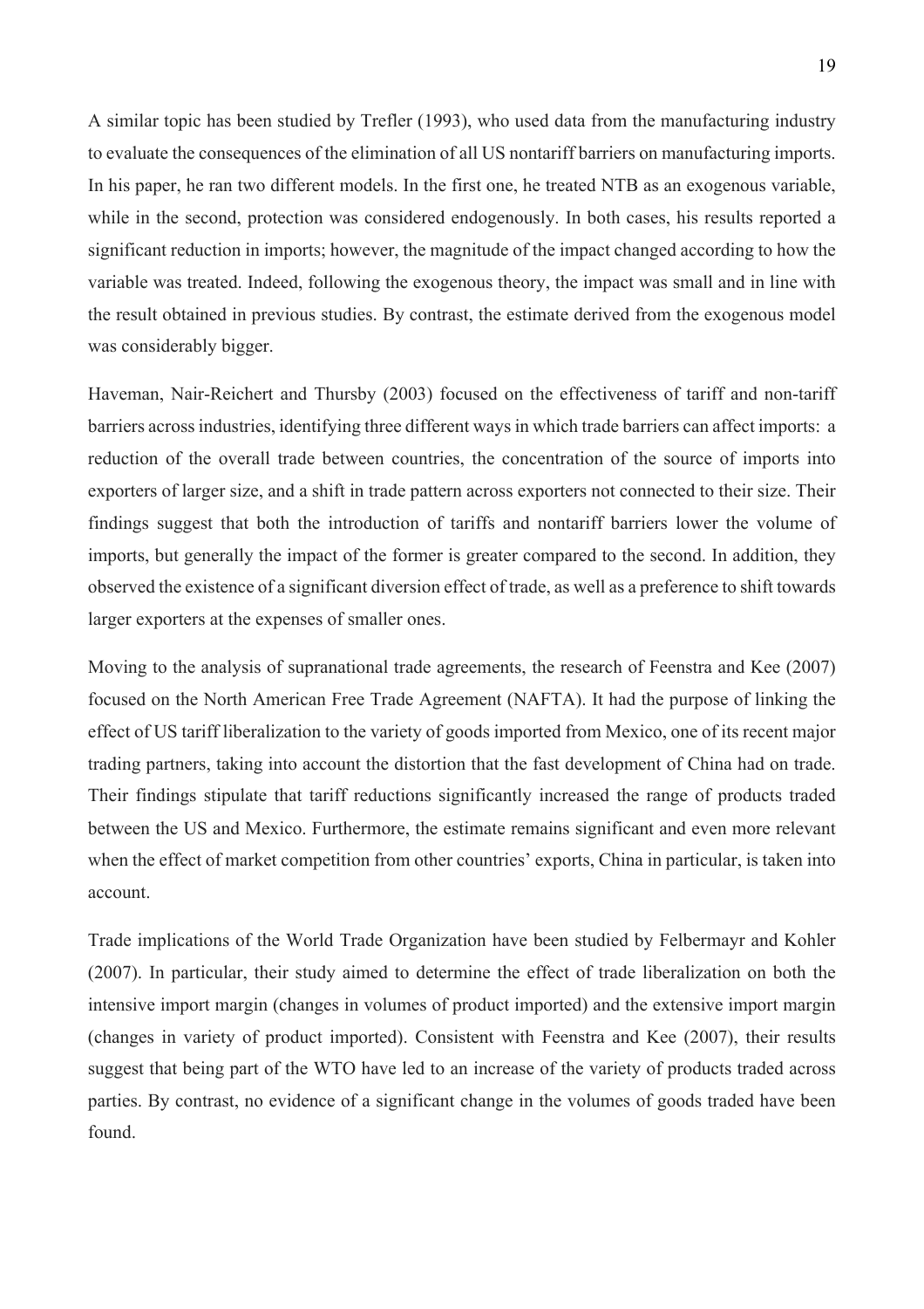A similar topic has been studied by Trefler (1993), who used data from the manufacturing industry to evaluate the consequences of the elimination of all US nontariff barriers on manufacturing imports. In his paper, he ran two different models. In the first one, he treated NTB as an exogenous variable, while in the second, protection was considered endogenously. In both cases, his results reported a significant reduction in imports; however, the magnitude of the impact changed according to how the variable was treated. Indeed, following the exogenous theory, the impact was small and in line with the result obtained in previous studies. By contrast, the estimate derived from the exogenous model was considerably bigger.

Haveman, Nair-Reichert and Thursby (2003) focused on the effectiveness of tariff and non-tariff barriers across industries, identifying three different ways in which trade barriers can affect imports: a reduction of the overall trade between countries, the concentration of the source of imports into exporters of larger size, and a shift in trade pattern across exporters not connected to their size. Their findings suggest that both the introduction of tariffs and nontariff barriers lower the volume of imports, but generally the impact of the former is greater compared to the second. In addition, they observed the existence of a significant diversion effect of trade, as well as a preference to shift towards larger exporters at the expenses of smaller ones.

Moving to the analysis of supranational trade agreements, the research of Feenstra and Kee (2007) focused on the North American Free Trade Agreement (NAFTA). It had the purpose of linking the effect of US tariff liberalization to the variety of goods imported from Mexico, one of its recent major trading partners, taking into account the distortion that the fast development of China had on trade. Their findings stipulate that tariff reductions significantly increased the range of products traded between the US and Mexico. Furthermore, the estimate remains significant and even more relevant when the effect of market competition from other countries' exports, China in particular, is taken into account.

Trade implications of the World Trade Organization have been studied by Felbermayr and Kohler (2007). In particular, their study aimed to determine the effect of trade liberalization on both the intensive import margin (changes in volumes of product imported) and the extensive import margin (changes in variety of product imported). Consistent with Feenstra and Kee (2007), their results suggest that being part of the WTO have led to an increase of the variety of products traded across parties. By contrast, no evidence of a significant change in the volumes of goods traded have been found.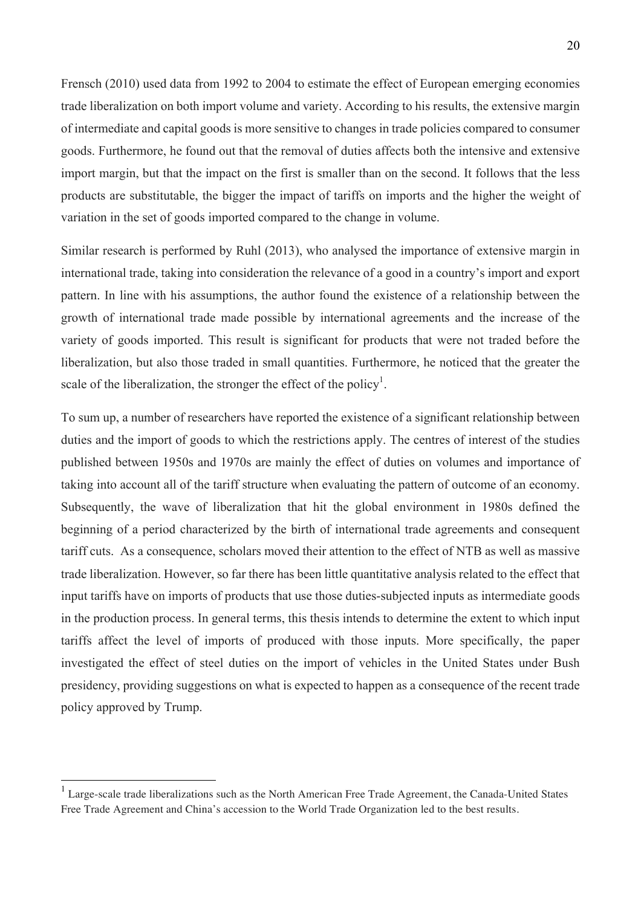Frensch (2010) used data from 1992 to 2004 to estimate the effect of European emerging economies trade liberalization on both import volume and variety. According to his results, the extensive margin of intermediate and capital goods is more sensitive to changes in trade policies compared to consumer goods. Furthermore, he found out that the removal of duties affects both the intensive and extensive import margin, but that the impact on the first is smaller than on the second. It follows that the less products are substitutable, the bigger the impact of tariffs on imports and the higher the weight of variation in the set of goods imported compared to the change in volume.

Similar research is performed by Ruhl (2013), who analysed the importance of extensive margin in international trade, taking into consideration the relevance of a good in a country's import and export pattern. In line with his assumptions, the author found the existence of a relationship between the growth of international trade made possible by international agreements and the increase of the variety of goods imported. This result is significant for products that were not traded before the liberalization, but also those traded in small quantities. Furthermore, he noticed that the greater the scale of the liberalization, the stronger the effect of the policy[1].

To sum up, a number of researchers have reported the existence of a significant relationship between duties and the import of goods to which the restrictions apply. The centres of interest of the studies published between 1950s and 1970s are mainly the effect of duties on volumes and importance of taking into account all of the tariff structure when evaluating the pattern of outcome of an economy. Subsequently, the wave of liberalization that hit the global environment in 1980s defined the beginning of a period characterized by the birth of international trade agreements and consequent tariff cuts. As a consequence, scholars moved their attention to the effect of NTB as well as massive trade liberalization. However, so far there has been little quantitative analysis related to the effect that input tariffs have on imports of products that use those duties-subjected inputs as intermediate goods in the production process. In general terms, this thesis intends to determine the extent to which input tariffs affect the level of imports of produced with those inputs. More specifically, the paper investigated the effect of steel duties on the import of vehicles in the United States under Bush presidency, providing suggestions on what is expected to happen as a consequence of the recent trade policy approved by Trump.

[1] Large-scale trade liberalizations such as the North American Free Trade Agreement, the Canada-United States Free Trade Agreement and China's accession to the World Trade Organization led to the best results.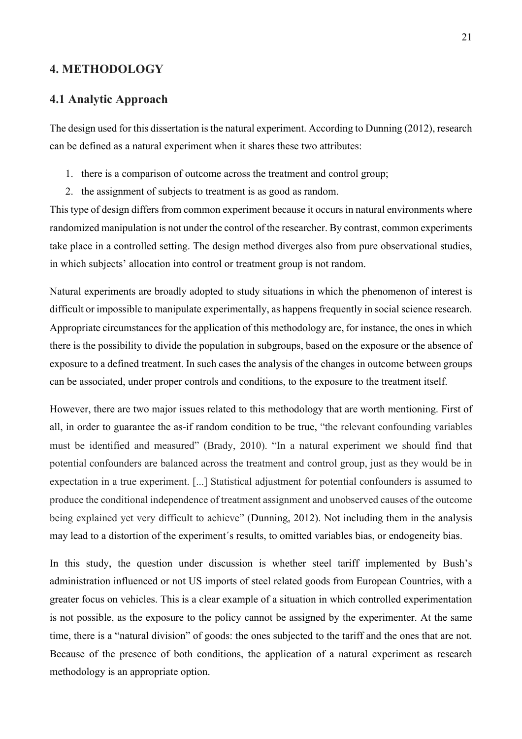## 4. METHODOLOGY

### 4.1 Analytic Approach

The design used for this dissertation is the natural experiment. According to Dunning (2012), research can be defined as a natural experiment when it shares these two attributes:

1. there is a comparison of outcome across the treatment and control group;
2. the assignment of subjects to treatment is as good as random.

This type of design differs from common experiment because it occurs in natural environments where randomized manipulation is not under the control of the researcher. By contrast, common experiments take place in a controlled setting. The design method diverges also from pure observational studies, in which subjects' allocation into control or treatment group is not random.

Natural experiments are broadly adopted to study situations in which the phenomenon of interest is difficult or impossible to manipulate experimentally, as happens frequently in social science research. Appropriate circumstances for the application of this methodology are, for instance, the ones in which there is the possibility to divide the population in subgroups, based on the exposure or the absence of exposure to a defined treatment. In such cases the analysis of the changes in outcome between groups can be associated, under proper controls and conditions, to the exposure to the treatment itself.

However, there are two major issues related to this methodology that are worth mentioning. First of all, in order to guarantee the as-if random condition to be true, "the relevant confounding variables must be identified and measured" (Brady, 2010). "In a natural experiment we should find that potential confounders are balanced across the treatment and control group, just as they would be in expectation in a true experiment. [...] Statistical adjustment for potential confounders is assumed to produce the conditional independence of treatment assignment and unobserved causes of the outcome being explained yet very difficult to achieve" (Dunning, 2012). Not including them in the analysis may lead to a distortion of the experiment´s results, to omitted variables bias, or endogeneity bias.

In this study, the question under discussion is whether steel tariff implemented by Bush's administration influenced or not US imports of steel related goods from European Countries, with a greater focus on vehicles. This is a clear example of a situation in which controlled experimentation is not possible, as the exposure to the policy cannot be assigned by the experimenter. At the same time, there is a "natural division" of goods: the ones subjected to the tariff and the ones that are not. Because of the presence of both conditions, the application of a natural experiment as research methodology is an appropriate option.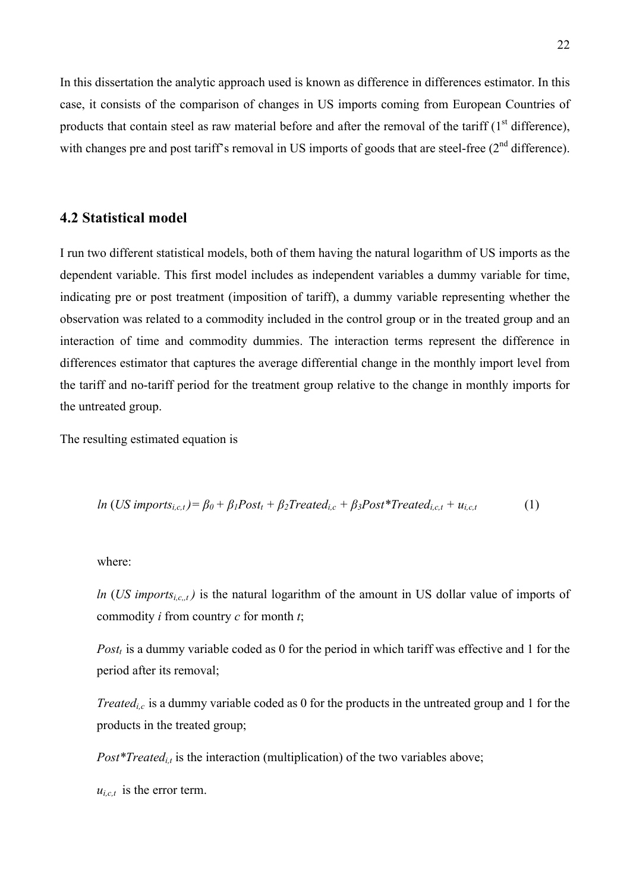In this dissertation the analytic approach used is known as difference in differences estimator. In this case, it consists of the comparison of changes in US imports coming from European Countries of products that contain steel as raw material before and after the removal of the tariff (1st difference), with changes pre and post tariff's removal in US imports of goods that are steel-free (2nd difference).

## 4.2 Statistical model

I run two different statistical models, both of them having the natural logarithm of US imports as the dependent variable. This first model includes as independent variables a dummy variable for time, indicating pre or post treatment (imposition of tariff), a dummy variable representing whether the observation was related to a commodity included in the control group or in the treated group and an interaction of time and commodity dummies. The interaction terms represent the difference in differences estimator that captures the average differential change in the monthly import level from the tariff and no-tariff period for the treatment group relative to the change in monthly imports for the untreated group.

The resulting estimated equation is

$$ln\ (US\ imports_{i,c,t}) = \beta_0 + \beta_1 Post_t + \beta_2 Treated_{i,c} + \beta_3 Post*Treated_{i,c,t} + u_{i,c,t} \qquad (1)$$

where:

$ln\ (US\ imports_{i,c,t})$ is the natural logarithm of the amount in US dollar value of imports of commodity $i$ from country $c$ for month $t$;

$Post_t$ is a dummy variable coded as 0 for the period in which tariff was effective and 1 for the period after its removal;

$Treated_{i,c}$ is a dummy variable coded as 0 for the products in the untreated group and 1 for the products in the treated group;

$Post*Treated_{i,t}$ is the interaction (multiplication) of the two variables above;

$u_{i,c,t}$ is the error term.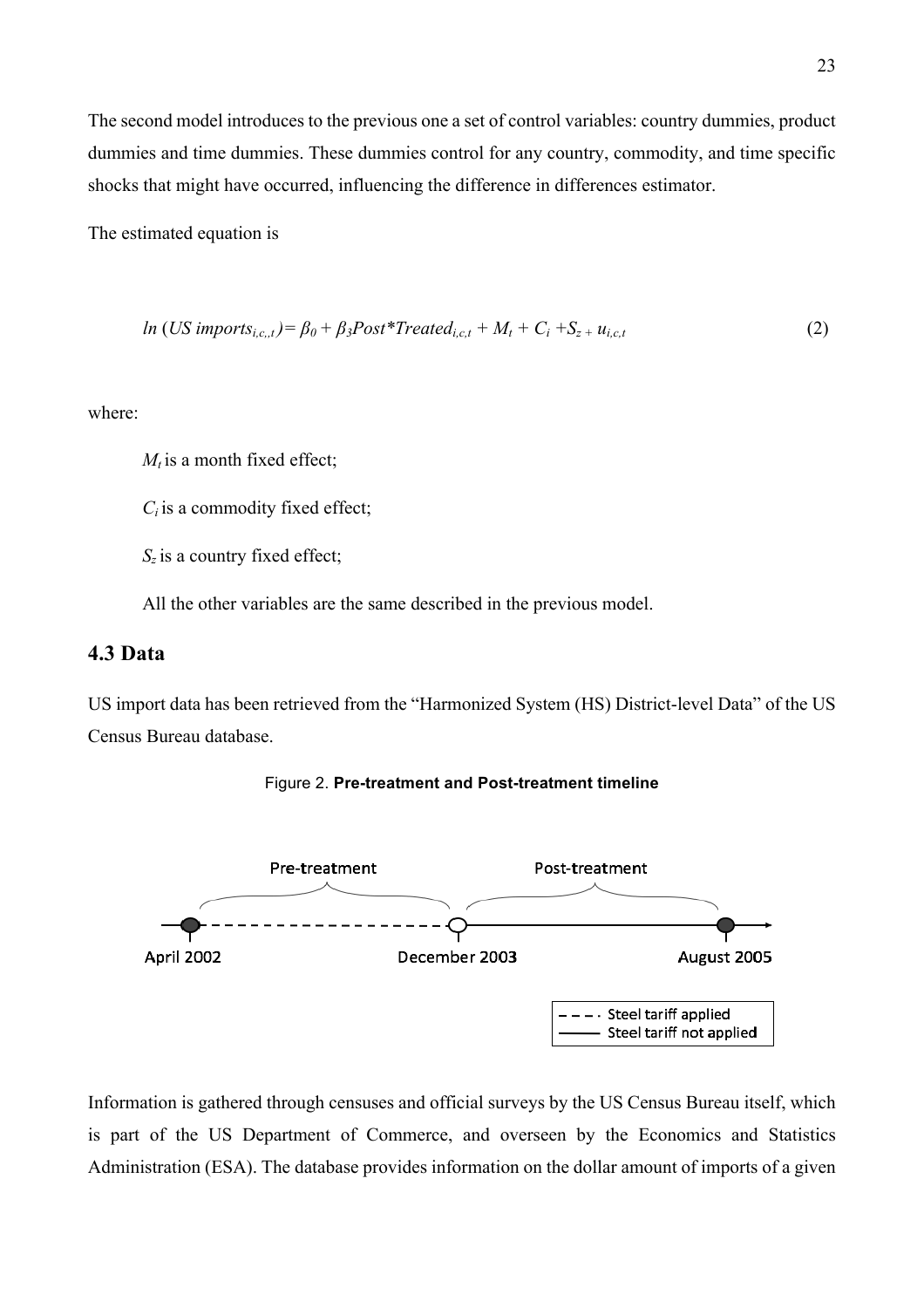The second model introduces to the previous one a set of control variables: country dummies, product dummies and time dummies. These dummies control for any country, commodity, and time specific shocks that might have occurred, influencing the difference in differences estimator.

The estimated equation is

$$ln\ (US\ imports_{i,c,,t}) = \beta_0 + \beta_3 Post*Treated_{i,c,t} + M_t + C_i + S_z + u_{i,c,t} \tag{2}$$

where:

$M_t$ is a month fixed effect;

$C_i$ is a commodity fixed effect;

$S_z$ is a country fixed effect;

All the other variables are the same described in the previous model.

## 4.3 Data

US import data has been retrieved from the "Harmonized System (HS) District-level Data" of the US Census Bureau database.

Figure 2. **Pre-treatment and Post-treatment timeline**

Pre-treatment — Post-treatment

April 2002 — December 2003 — August 2005

- - - Steel tariff applied
—— Steel tariff not applied

Information is gathered through censuses and official surveys by the US Census Bureau itself, which is part of the US Department of Commerce, and overseen by the Economics and Statistics Administration (ESA). The database provides information on the dollar amount of imports of a given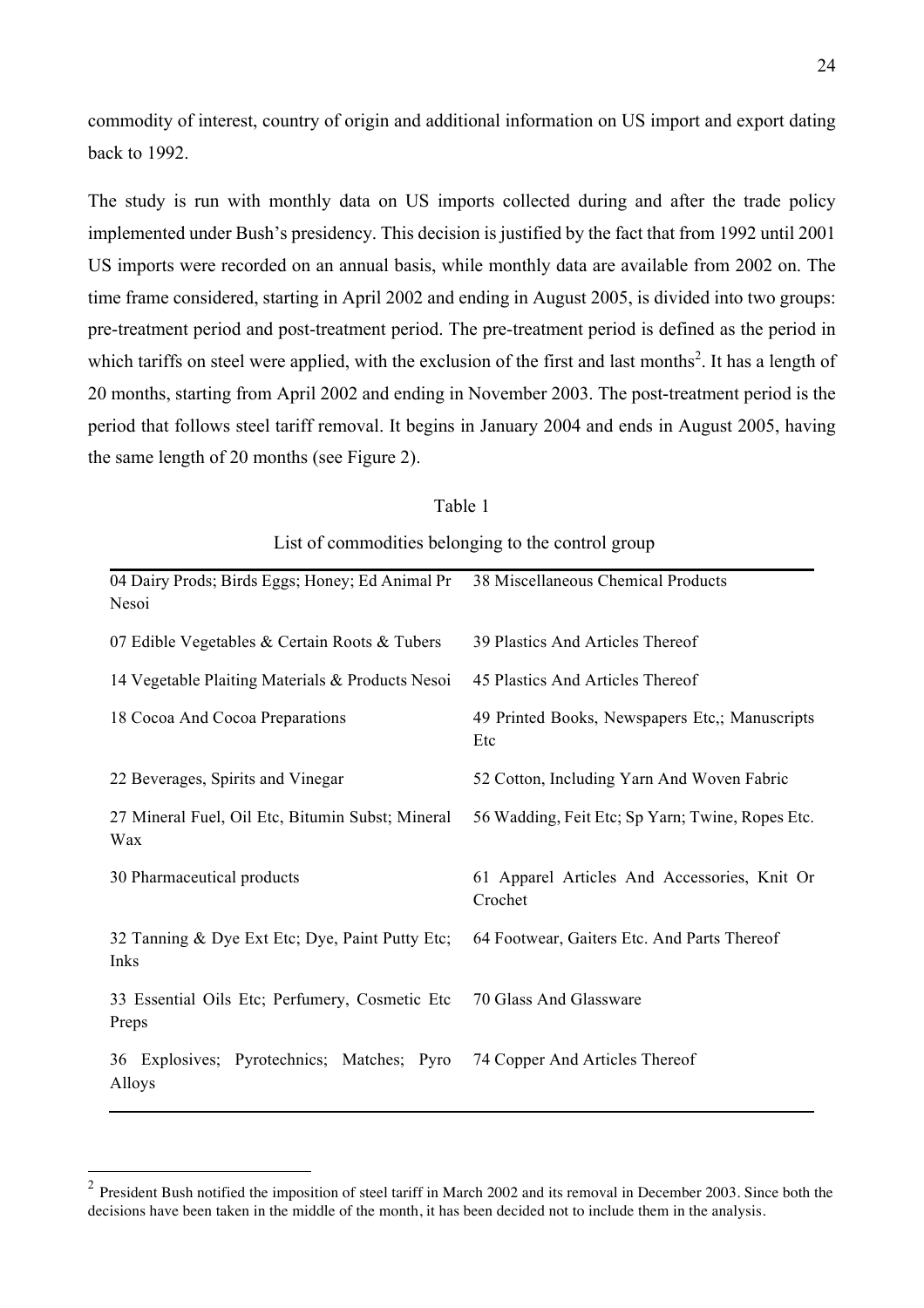commodity of interest, country of origin and additional information on US import and export dating back to 1992.

The study is run with monthly data on US imports collected during and after the trade policy implemented under Bush's presidency. This decision is justified by the fact that from 1992 until 2001 US imports were recorded on an annual basis, while monthly data are available from 2002 on. The time frame considered, starting in April 2002 and ending in August 2005, is divided into two groups: pre-treatment period and post-treatment period. The pre-treatment period is defined as the period in which tariffs on steel were applied, with the exclusion of the first and last months[2]. It has a length of 20 months, starting from April 2002 and ending in November 2003. The post-treatment period is the period that follows steel tariff removal. It begins in January 2004 and ends in August 2005, having the same length of 20 months (see Figure 2).

Table 1

List of commodities belonging to the control group

| | |
|---|---|
| 04 Dairy Prods; Birds Eggs; Honey; Ed Animal Pr Nesoi | 38 Miscellaneous Chemical Products |
| 07 Edible Vegetables & Certain Roots & Tubers | 39 Plastics And Articles Thereof |
| 14 Vegetable Plaiting Materials & Products Nesoi | 45 Plastics And Articles Thereof |
| 18 Cocoa And Cocoa Preparations | 49 Printed Books, Newspapers Etc,; Manuscripts Etc |
| 22 Beverages, Spirits and Vinegar | 52 Cotton, Including Yarn And Woven Fabric |
| 27 Mineral Fuel, Oil Etc, Bitumin Subst; Mineral Wax | 56 Wadding, Feit Etc; Sp Yarn; Twine, Ropes Etc. |
| 30 Pharmaceutical products | 61 Apparel Articles And Accessories, Knit Or Crochet |
| 32 Tanning & Dye Ext Etc; Dye, Paint Putty Etc; Inks | 64 Footwear, Gaiters Etc. And Parts Thereof |
| 33 Essential Oils Etc; Perfumery, Cosmetic Etc Preps | 70 Glass And Glassware |
| 36 Explosives; Pyrotechnics; Matches; Pyro Alloys | 74 Copper And Articles Thereof |

[2] President Bush notified the imposition of steel tariff in March 2002 and its removal in December 2003. Since both the decisions have been taken in the middle of the month, it has been decided not to include them in the analysis.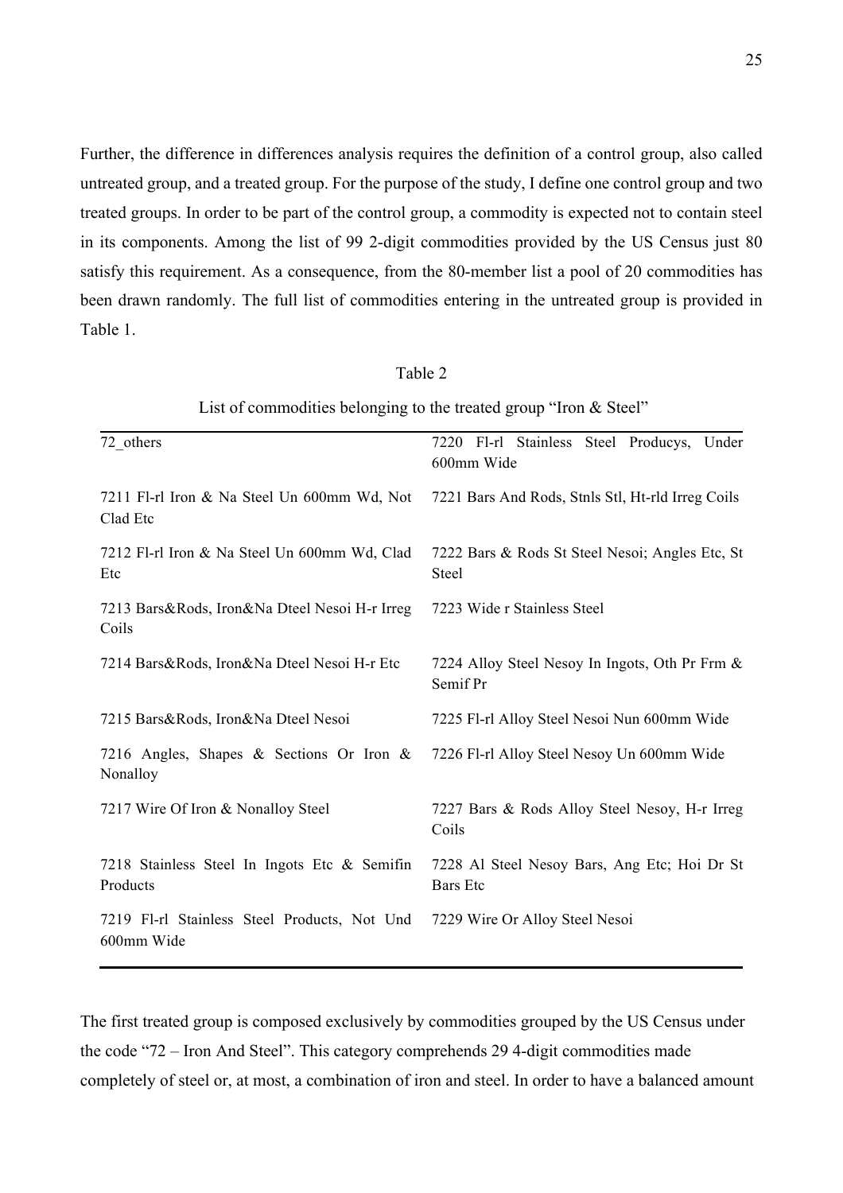Further, the difference in differences analysis requires the definition of a control group, also called untreated group, and a treated group. For the purpose of the study, I define one control group and two treated groups. In order to be part of the control group, a commodity is expected not to contain steel in its components. Among the list of 99 2-digit commodities provided by the US Census just 80 satisfy this requirement. As a consequence, from the 80-member list a pool of 20 commodities has been drawn randomly. The full list of commodities entering in the untreated group is provided in Table 1.

Table 2

List of commodities belonging to the treated group "Iron & Steel"

| | |
|---|---|
| 72_others | 7220 Fl-rl Stainless Steel Producys, Under 600mm Wide |
| 7211 Fl-rl Iron & Na Steel Un 600mm Wd, Not Clad Etc | 7221 Bars And Rods, Stnls Stl, Ht-rld Irreg Coils |
| 7212 Fl-rl Iron & Na Steel Un 600mm Wd, Clad Etc | 7222 Bars & Rods St Steel Nesoi; Angles Etc, St Steel |
| 7213 Bars&Rods, Iron&Na Dteel Nesoi H-r Irreg Coils | 7223 Wide r Stainless Steel |
| 7214 Bars&Rods, Iron&Na Dteel Nesoi H-r Etc | 7224 Alloy Steel Nesoy In Ingots, Oth Pr Frm & Semif Pr |
| 7215 Bars&Rods, Iron&Na Dteel Nesoi | 7225 Fl-rl Alloy Steel Nesoi Nun 600mm Wide |
| 7216 Angles, Shapes & Sections Or Iron & Nonalloy | 7226 Fl-rl Alloy Steel Nesoy Un 600mm Wide |
| 7217 Wire Of Iron & Nonalloy Steel | 7227 Bars & Rods Alloy Steel Nesoy, H-r Irreg Coils |
| 7218 Stainless Steel In Ingots Etc & Semifin Products | 7228 Al Steel Nesoy Bars, Ang Etc; Hoi Dr St Bars Etc |
| 7219 Fl-rl Stainless Steel Products, Not Und 600mm Wide | 7229 Wire Or Alloy Steel Nesoi |

The first treated group is composed exclusively by commodities grouped by the US Census under the code "72 – Iron And Steel". This category comprehends 29 4-digit commodities made completely of steel or, at most, a combination of iron and steel. In order to have a balanced amount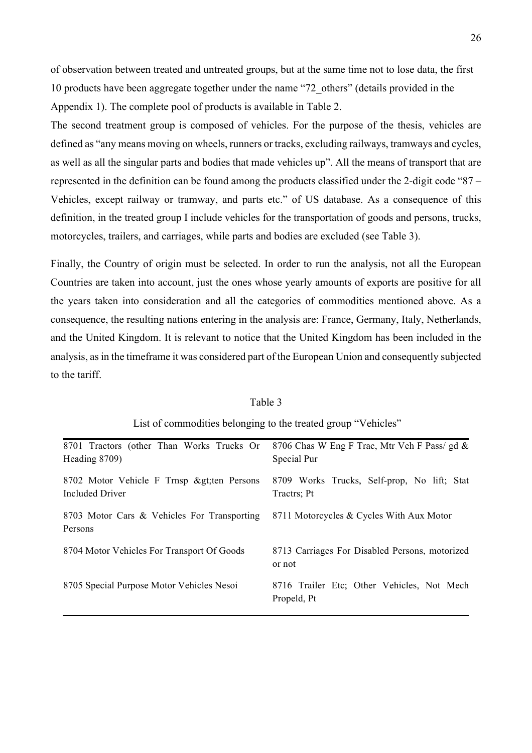of observation between treated and untreated groups, but at the same time not to lose data, the first 10 products have been aggregate together under the name "72_others" (details provided in the Appendix 1). The complete pool of products is available in Table 2.

The second treatment group is composed of vehicles. For the purpose of the thesis, vehicles are defined as "any means moving on wheels, runners or tracks, excluding railways, tramways and cycles, as well as all the singular parts and bodies that made vehicles up". All the means of transport that are represented in the definition can be found among the products classified under the 2-digit code "87 – Vehicles, except railway or tramway, and parts etc." of US database. As a consequence of this definition, in the treated group I include vehicles for the transportation of goods and persons, trucks, motorcycles, trailers, and carriages, while parts and bodies are excluded (see Table 3).

Finally, the Country of origin must be selected. In order to run the analysis, not all the European Countries are taken into account, just the ones whose yearly amounts of exports are positive for all the years taken into consideration and all the categories of commodities mentioned above. As a consequence, the resulting nations entering in the analysis are: France, Germany, Italy, Netherlands, and the United Kingdom. It is relevant to notice that the United Kingdom has been included in the analysis, as in the timeframe it was considered part of the European Union and consequently subjected to the tariff.

Table 3

List of commodities belonging to the treated group "Vehicles"

| | |
|---|---|
| 8701 Tractors (other Than Works Trucks Or Heading 8709) | 8706 Chas W Eng F Trac, Mtr Veh F Pass/ gd & Special Pur |
| 8702 Motor Vehicle F Trnsp &gt;ten Persons Included Driver | 8709 Works Trucks, Self-prop, No lift; Stat Tractrs; Pt |
| 8703 Motor Cars & Vehicles For Transporting Persons | 8711 Motorcycles & Cycles With Aux Motor |
| 8704 Motor Vehicles For Transport Of Goods | 8713 Carriages For Disabled Persons, motorized or not |
| 8705 Special Purpose Motor Vehicles Nesoi | 8716 Trailer Etc; Other Vehicles, Not Mech Propeld, Pt |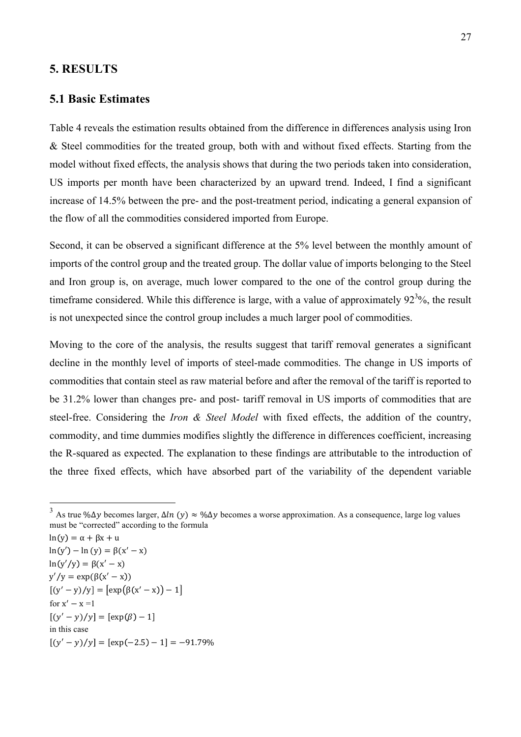## 5. RESULTS

### 5.1 Basic Estimates

Table 4 reveals the estimation results obtained from the difference in differences analysis using Iron & Steel commodities for the treated group, both with and without fixed effects. Starting from the model without fixed effects, the analysis shows that during the two periods taken into consideration, US imports per month have been characterized by an upward trend. Indeed, I find a significant increase of 14.5% between the pre- and the post-treatment period, indicating a general expansion of the flow of all the commodities considered imported from Europe.

Second, it can be observed a significant difference at the 5% level between the monthly amount of imports of the control group and the treated group. The dollar value of imports belonging to the Steel and Iron group is, on average, much lower compared to the one of the control group during the timeframe considered. While this difference is large, with a value of approximately 92[3]%, the result is not unexpected since the control group includes a much larger pool of commodities.

Moving to the core of the analysis, the results suggest that tariff removal generates a significant decline in the monthly level of imports of steel-made commodities. The change in US imports of commodities that contain steel as raw material before and after the removal of the tariff is reported to be 31.2% lower than changes pre- and post- tariff removal in US imports of commodities that are steel-free. Considering the *Iron & Steel Model* with fixed effects, the addition of the country, commodity, and time dummies modifies slightly the difference in differences coefficient, increasing the R-squared as expected. The explanation to these findings are attributable to the introduction of the three fixed effects, which have absorbed part of the variability of the dependent variable

---

[3] As true $\%\Delta y$ becomes larger, $\Delta ln\ (y) \approx \%\Delta y$ becomes a worse approximation. As a consequence, large log values must be "corrected" according to the formula

$\ln(y) = \alpha + \beta x + u$

$\ln(y') - \ln(y) = \beta(x' - x)$

$\ln(y'/y) = \beta(x' - x)$

$y'/y = \exp(\beta(x' - x))$

$[(y' - y)/y] = [\exp(\beta(x' - x)) - 1]$

for $x' - x = 1$

$[(y' - y)/y] = [\exp(\beta) - 1]$

in this case

$[(y' - y)/y] = [\exp(-2.5) - 1] = -91.79\%$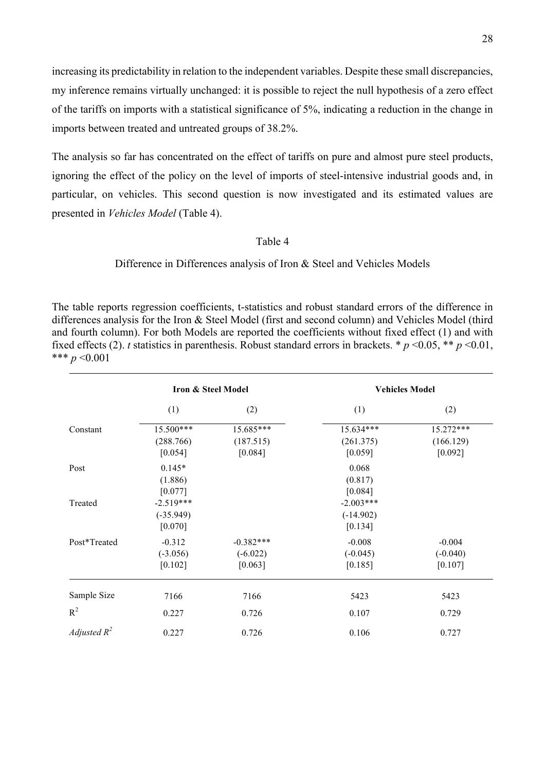increasing its predictability in relation to the independent variables. Despite these small discrepancies, my inference remains virtually unchanged: it is possible to reject the null hypothesis of a zero effect of the tariffs on imports with a statistical significance of 5%, indicating a reduction in the change in imports between treated and untreated groups of 38.2%.

The analysis so far has concentrated on the effect of tariffs on pure and almost pure steel products, ignoring the effect of the policy on the level of imports of steel-intensive industrial goods and, in particular, on vehicles. This second question is now investigated and its estimated values are presented in *Vehicles Model* (Table 4).

Table 4

Difference in Differences analysis of Iron & Steel and Vehicles Models

The table reports regression coefficients, t-statistics and robust standard errors of the difference in differences analysis for the Iron & Steel Model (first and second column) and Vehicles Model (third and fourth column). For both Models are reported the coefficients without fixed effect (1) and with fixed effects (2). *t* statistics in parenthesis. Robust standard errors in brackets. * $p$ <0.05, ** $p$ <0.01, *** $p$ <0.001

| | **Iron & Steel Model** | | **Vehicles Model** | |
|---|---|---|---|---|
| | (1) | (2) | (1) | (2) |
| Constant | 15.500*** (288.766) [0.054] | 15.685*** (187.515) [0.084] | 15.634*** (261.375) [0.059] | 15.272*** (166.129) [0.092] |
| Post | 0.145* (1.886) [0.077] | | 0.068 (0.817) [0.084] | |
| Treated | -2.519*** (-35.949) [0.070] | | -2.003*** (-14.902) [0.134] | |
| Post*Treated | -0.312 (-3.056) [0.102] | -0.382*** (-6.022) [0.063] | -0.008 (-0.045) [0.185] | -0.004 (-0.040) [0.107] |
| Sample Size | 7166 | 7166 | 5423 | 5423 |
| $R^2$ | 0.227 | 0.726 | 0.107 | 0.729 |
| *Adjusted* $R^2$ | 0.227 | 0.726 | 0.106 | 0.727 |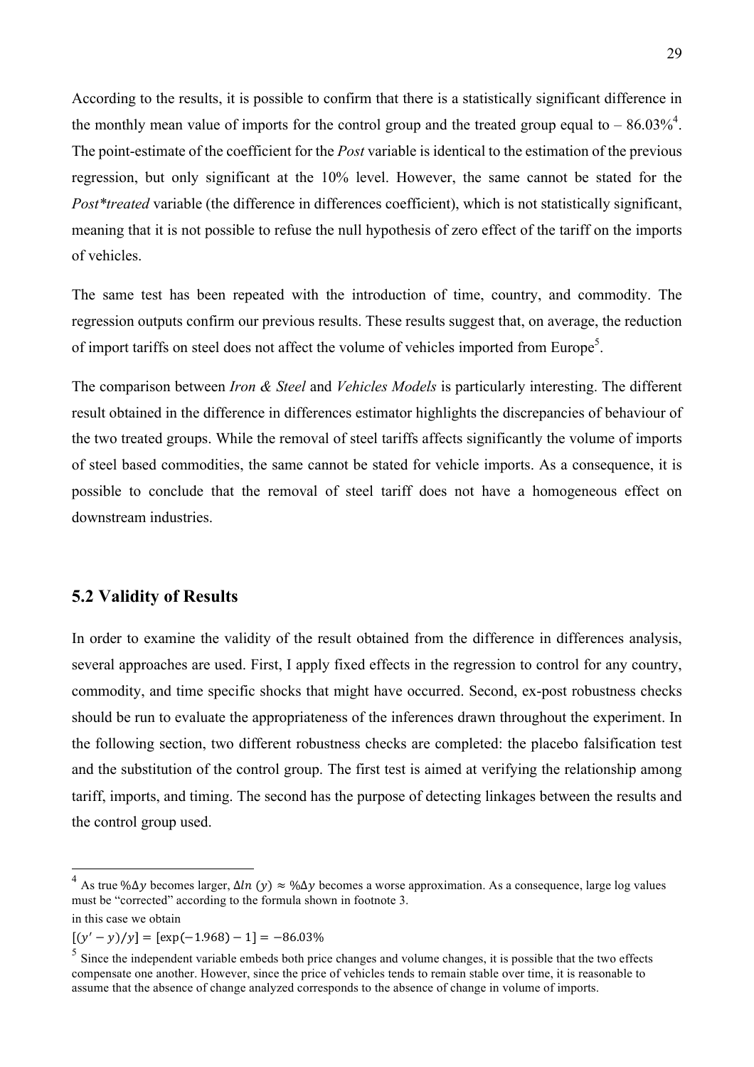According to the results, it is possible to confirm that there is a statistically significant difference in the monthly mean value of imports for the control group and the treated group equal to – 86.03%[4]. The point-estimate of the coefficient for the *Post* variable is identical to the estimation of the previous regression, but only significant at the 10% level. However, the same cannot be stated for the *Post*treated* variable (the difference in differences coefficient), which is not statistically significant, meaning that it is not possible to refuse the null hypothesis of zero effect of the tariff on the imports of vehicles.

The same test has been repeated with the introduction of time, country, and commodity. The regression outputs confirm our previous results. These results suggest that, on average, the reduction of import tariffs on steel does not affect the volume of vehicles imported from Europe[5].

The comparison between *Iron & Steel* and *Vehicles Models* is particularly interesting. The different result obtained in the difference in differences estimator highlights the discrepancies of behaviour of the two treated groups. While the removal of steel tariffs affects significantly the volume of imports of steel based commodities, the same cannot be stated for vehicle imports. As a consequence, it is possible to conclude that the removal of steel tariff does not have a homogeneous effect on downstream industries.

## 5.2 Validity of Results

In order to examine the validity of the result obtained from the difference in differences analysis, several approaches are used. First, I apply fixed effects in the regression to control for any country, commodity, and time specific shocks that might have occurred. Second, ex-post robustness checks should be run to evaluate the appropriateness of the inferences drawn throughout the experiment. In the following section, two different robustness checks are completed: the placebo falsification test and the substitution of the control group. The first test is aimed at verifying the relationship among tariff, imports, and timing. The second has the purpose of detecting linkages between the results and the control group used.

---

[4] As true $\%\Delta y$ becomes larger, $\Delta ln\ (y) \approx \%\Delta y$ becomes a worse approximation. As a consequence, large log values must be "corrected" according to the formula shown in footnote 3.

in this case we obtain

$[(y' - y)/y] = [\exp(-1.968) - 1] = -86.03\%$

[5] Since the independent variable embeds both price changes and volume changes, it is possible that the two effects compensate one another. However, since the price of vehicles tends to remain stable over time, it is reasonable to assume that the absence of change analyzed corresponds to the absence of change in volume of imports.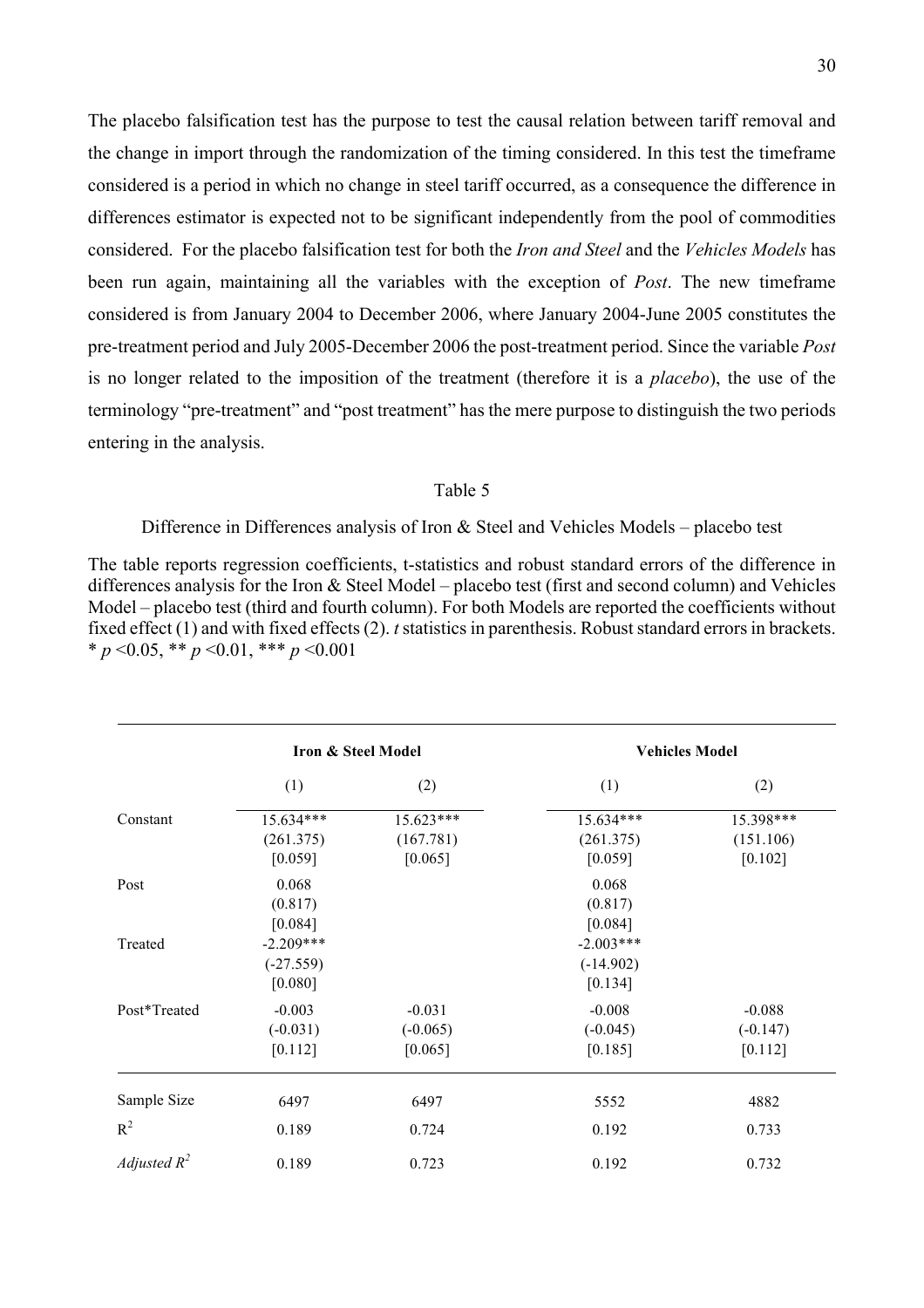The placebo falsification test has the purpose to test the causal relation between tariff removal and the change in import through the randomization of the timing considered. In this test the timeframe considered is a period in which no change in steel tariff occurred, as a consequence the difference in differences estimator is expected not to be significant independently from the pool of commodities considered. For the placebo falsification test for both the *Iron and Steel* and the *Vehicles Models* has been run again, maintaining all the variables with the exception of *Post*. The new timeframe considered is from January 2004 to December 2006, where January 2004-June 2005 constitutes the pre-treatment period and July 2005-December 2006 the post-treatment period. Since the variable *Post* is no longer related to the imposition of the treatment (therefore it is a *placebo*), the use of the terminology "pre-treatment" and "post treatment" has the mere purpose to distinguish the two periods entering in the analysis.

Table 5

Difference in Differences analysis of Iron & Steel and Vehicles Models – placebo test

The table reports regression coefficients, t-statistics and robust standard errors of the difference in differences analysis for the Iron & Steel Model – placebo test (first and second column) and Vehicles Model – placebo test (third and fourth column). For both Models are reported the coefficients without fixed effect (1) and with fixed effects (2). *t* statistics in parenthesis. Robust standard errors in brackets. * $p$ <0.05, ** $p$ <0.01, *** $p$ <0.001

| | Iron & Steel Model | | Vehicles Model | |
|---|---|---|---|---|
| | (1) | (2) | (1) | (2) |
| Constant | 15.634*** | 15.623*** | 15.634*** | 15.398*** |
| | (261.375) | (167.781) | (261.375) | (151.106) |
| | [0.059] | [0.065] | [0.059] | [0.102] |
| Post | 0.068 | | 0.068 | |
| | (0.817) | | (0.817) | |
| | [0.084] | | [0.084] | |
| Treated | -2.209*** | | -2.003*** | |
| | (-27.559) | | (-14.902) | |
| | [0.080] | | [0.134] | |
| Post*Treated | -0.003 | -0.031 | -0.008 | -0.088 |
| | (-0.031) | (-0.065) | (-0.045) | (-0.147) |
| | [0.112] | [0.065] | [0.185] | [0.112] |
| Sample Size | 6497 | 6497 | 5552 | 4882 |
| $R^2$ | 0.189 | 0.724 | 0.192 | 0.733 |
| *Adjusted* $R^2$ | 0.189 | 0.723 | 0.192 | 0.732 |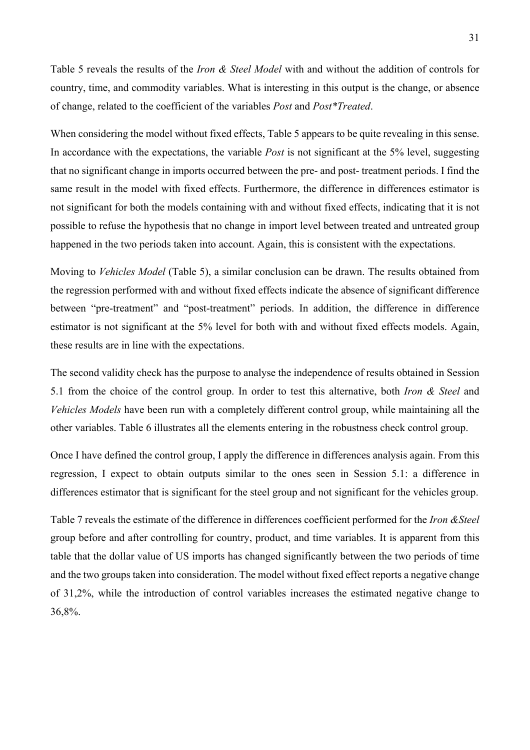Table 5 reveals the results of the *Iron & Steel Model* with and without the addition of controls for country, time, and commodity variables. What is interesting in this output is the change, or absence of change, related to the coefficient of the variables *Post* and *Post*Treated*.

When considering the model without fixed effects, Table 5 appears to be quite revealing in this sense. In accordance with the expectations, the variable *Post* is not significant at the 5% level, suggesting that no significant change in imports occurred between the pre- and post- treatment periods. I find the same result in the model with fixed effects. Furthermore, the difference in differences estimator is not significant for both the models containing with and without fixed effects, indicating that it is not possible to refuse the hypothesis that no change in import level between treated and untreated group happened in the two periods taken into account. Again, this is consistent with the expectations.

Moving to *Vehicles Model* (Table 5), a similar conclusion can be drawn. The results obtained from the regression performed with and without fixed effects indicate the absence of significant difference between "pre-treatment" and "post-treatment" periods. In addition, the difference in difference estimator is not significant at the 5% level for both with and without fixed effects models. Again, these results are in line with the expectations.

The second validity check has the purpose to analyse the independence of results obtained in Session 5.1 from the choice of the control group. In order to test this alternative, both *Iron & Steel* and *Vehicles Models* have been run with a completely different control group, while maintaining all the other variables. Table 6 illustrates all the elements entering in the robustness check control group.

Once I have defined the control group, I apply the difference in differences analysis again. From this regression, I expect to obtain outputs similar to the ones seen in Session 5.1: a difference in differences estimator that is significant for the steel group and not significant for the vehicles group.

Table 7 reveals the estimate of the difference in differences coefficient performed for the *Iron &Steel* group before and after controlling for country, product, and time variables. It is apparent from this table that the dollar value of US imports has changed significantly between the two periods of time and the two groups taken into consideration. The model without fixed effect reports a negative change of 31,2%, while the introduction of control variables increases the estimated negative change to 36,8%.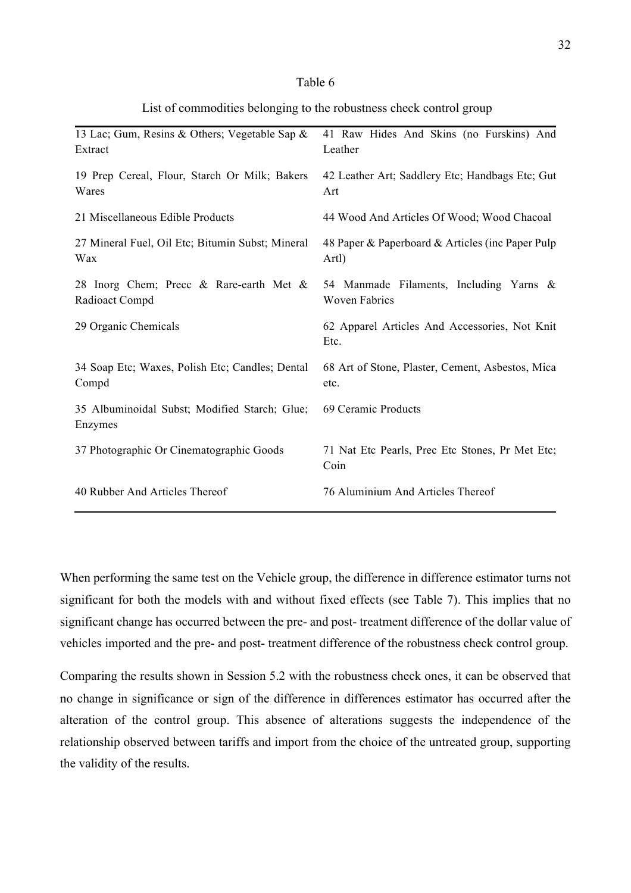Table 6

List of commodities belonging to the robustness check control group

| | |
|---|---|
| 13 Lac; Gum, Resins & Others; Vegetable Sap & Extract | 41 Raw Hides And Skins (no Furskins) And Leather |
| 19 Prep Cereal, Flour, Starch Or Milk; Bakers Wares | 42 Leather Art; Saddlery Etc; Handbags Etc; Gut Art |
| 21 Miscellaneous Edible Products | 44 Wood And Articles Of Wood; Wood Chacoal |
| 27 Mineral Fuel, Oil Etc; Bitumin Subst; Mineral Wax | 48 Paper & Paperboard & Articles (inc Paper Pulp Artl) |
| 28 Inorg Chem; Precc & Rare-earth Met & Radioact Compd | 54 Manmade Filaments, Including Yarns & Woven Fabrics |
| 29 Organic Chemicals | 62 Apparel Articles And Accessories, Not Knit Etc. |
| 34 Soap Etc; Waxes, Polish Etc; Candles; Dental Compd | 68 Art of Stone, Plaster, Cement, Asbestos, Mica etc. |
| 35 Albuminoidal Subst; Modified Starch; Glue; Enzymes | 69 Ceramic Products |
| 37 Photographic Or Cinematographic Goods | 71 Nat Etc Pearls, Prec Etc Stones, Pr Met Etc; Coin |
| 40 Rubber And Articles Thereof | 76 Aluminium And Articles Thereof |

When performing the same test on the Vehicle group, the difference in difference estimator turns not significant for both the models with and without fixed effects (see Table 7). This implies that no significant change has occurred between the pre- and post- treatment difference of the dollar value of vehicles imported and the pre- and post- treatment difference of the robustness check control group.

Comparing the results shown in Session 5.2 with the robustness check ones, it can be observed that no change in significance or sign of the difference in differences estimator has occurred after the alteration of the control group. This absence of alterations suggests the independence of the relationship observed between tariffs and import from the choice of the untreated group, supporting the validity of the results.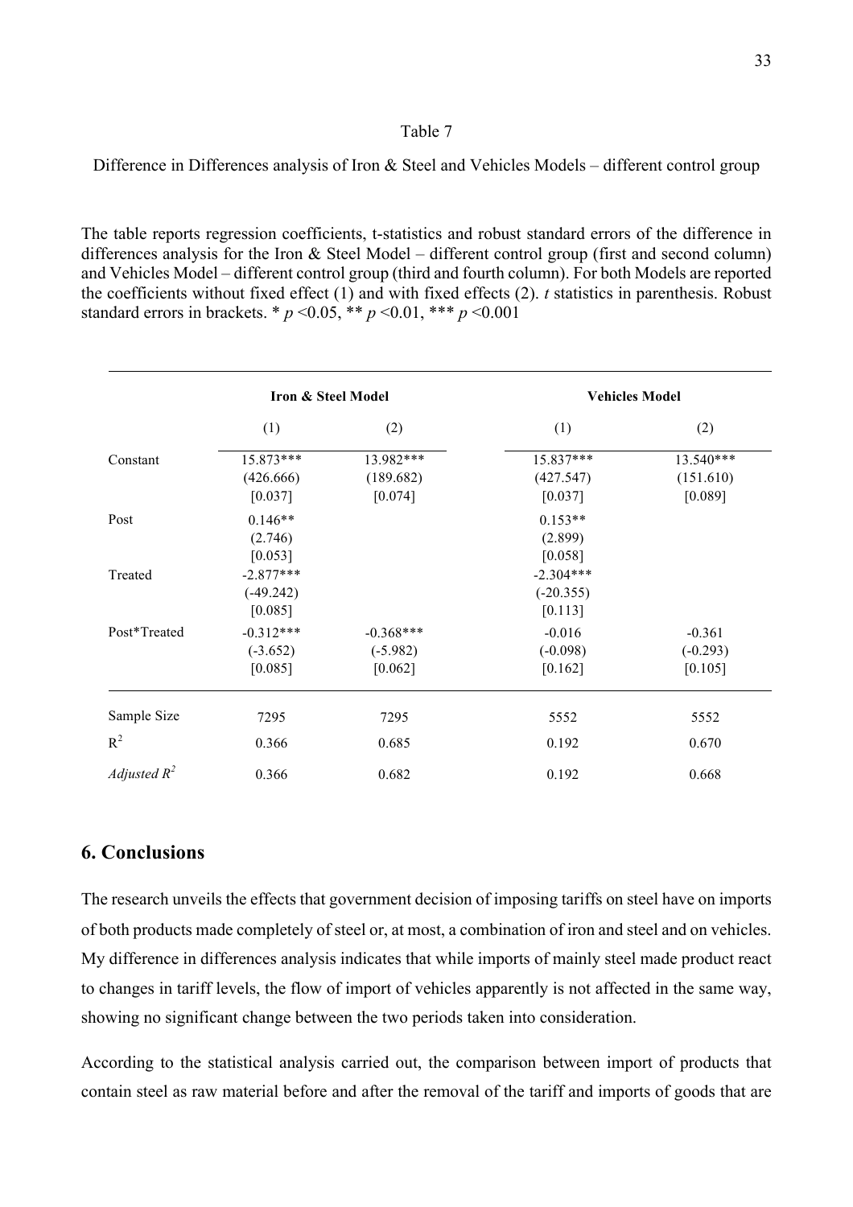Table 7

Difference in Differences analysis of Iron & Steel and Vehicles Models – different control group

The table reports regression coefficients, t-statistics and robust standard errors of the difference in differences analysis for the Iron & Steel Model – different control group (first and second column) and Vehicles Model – different control group (third and fourth column). For both Models are reported the coefficients without fixed effect (1) and with fixed effects (2). *t* statistics in parenthesis. Robust standard errors in brackets. * $p$ <0.05, ** $p$ <0.01, *** $p$ <0.001

| | **Iron & Steel Model** | | **Vehicles Model** | |
|---|---|---|---|---|
| | (1) | (2) | (1) | (2) |
| Constant | 15.873***<br>(426.666)<br>[0.037] | 13.982***<br>(189.682)<br>[0.074] | 15.837***<br>(427.547)<br>[0.037] | 13.540***<br>(151.610)<br>[0.089] |
| Post | 0.146**<br>(2.746)<br>[0.053] | | 0.153**<br>(2.899)<br>[0.058] | |
| Treated | -2.877***<br>(-49.242)<br>[0.085] | | -2.304***<br>(-20.355)<br>[0.113] | |
| Post*Treated | -0.312***<br>(-3.652)<br>[0.085] | -0.368***<br>(-5.982)<br>[0.062] | -0.016<br>(-0.098)<br>[0.162] | -0.361<br>(-0.293)<br>[0.105] |
| Sample Size | 7295 | 7295 | 5552 | 5552 |
| $R^2$ | 0.366 | 0.685 | 0.192 | 0.670 |
| *Adjusted* $R^2$ | 0.366 | 0.682 | 0.192 | 0.668 |

## 6. Conclusions

The research unveils the effects that government decision of imposing tariffs on steel have on imports of both products made completely of steel or, at most, a combination of iron and steel and on vehicles. My difference in differences analysis indicates that while imports of mainly steel made product react to changes in tariff levels, the flow of import of vehicles apparently is not affected in the same way, showing no significant change between the two periods taken into consideration.

According to the statistical analysis carried out, the comparison between import of products that contain steel as raw material before and after the removal of the tariff and imports of goods that are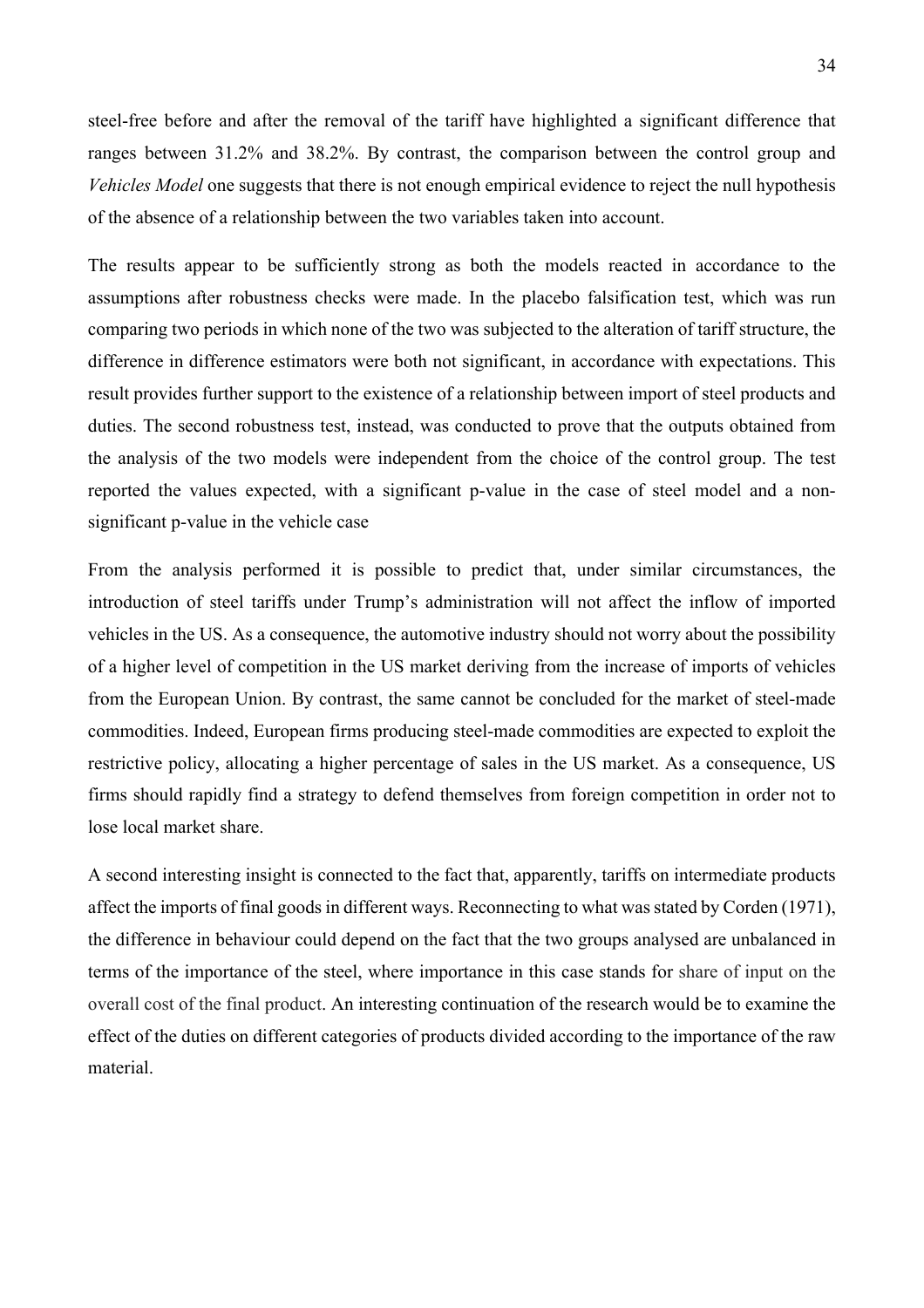steel-free before and after the removal of the tariff have highlighted a significant difference that ranges between 31.2% and 38.2%. By contrast, the comparison between the control group and *Vehicles Model* one suggests that there is not enough empirical evidence to reject the null hypothesis of the absence of a relationship between the two variables taken into account.

The results appear to be sufficiently strong as both the models reacted in accordance to the assumptions after robustness checks were made. In the placebo falsification test, which was run comparing two periods in which none of the two was subjected to the alteration of tariff structure, the difference in difference estimators were both not significant, in accordance with expectations. This result provides further support to the existence of a relationship between import of steel products and duties. The second robustness test, instead, was conducted to prove that the outputs obtained from the analysis of the two models were independent from the choice of the control group. The test reported the values expected, with a significant p-value in the case of steel model and a non-significant p-value in the vehicle case

From the analysis performed it is possible to predict that, under similar circumstances, the introduction of steel tariffs under Trump's administration will not affect the inflow of imported vehicles in the US. As a consequence, the automotive industry should not worry about the possibility of a higher level of competition in the US market deriving from the increase of imports of vehicles from the European Union. By contrast, the same cannot be concluded for the market of steel-made commodities. Indeed, European firms producing steel-made commodities are expected to exploit the restrictive policy, allocating a higher percentage of sales in the US market. As a consequence, US firms should rapidly find a strategy to defend themselves from foreign competition in order not to lose local market share.

A second interesting insight is connected to the fact that, apparently, tariffs on intermediate products affect the imports of final goods in different ways. Reconnecting to what was stated by Corden (1971), the difference in behaviour could depend on the fact that the two groups analysed are unbalanced in terms of the importance of the steel, where importance in this case stands for share of input on the overall cost of the final product. An interesting continuation of the research would be to examine the effect of the duties on different categories of products divided according to the importance of the raw material.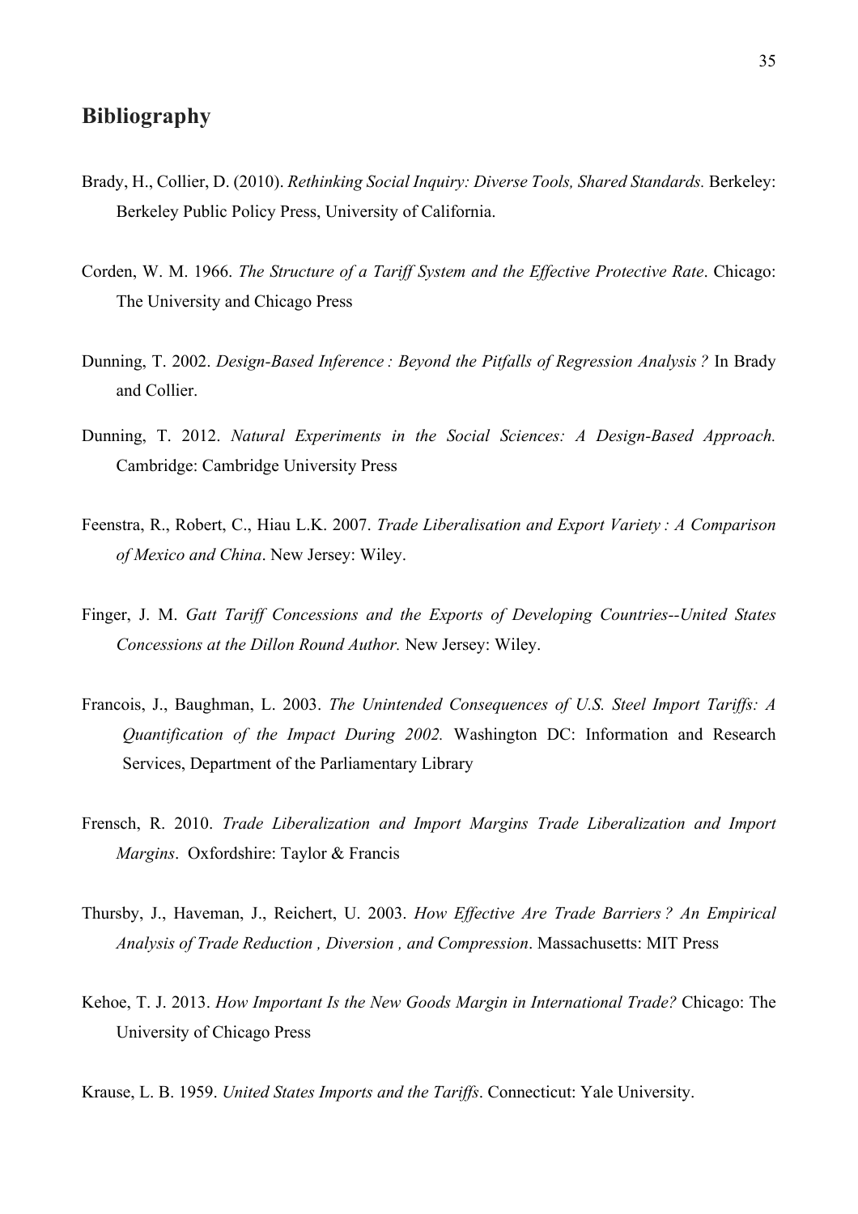## Bibliography

Brady, H., Collier, D. (2010). *Rethinking Social Inquiry: Diverse Tools, Shared Standards.* Berkeley: Berkeley Public Policy Press, University of California.

Corden, W. M. 1966. *The Structure of a Tariff System and the Effective Protective Rate*. Chicago: The University and Chicago Press

Dunning, T. 2002. *Design-Based Inference : Beyond the Pitfalls of Regression Analysis ?* In Brady and Collier.

Dunning, T. 2012. *Natural Experiments in the Social Sciences: A Design-Based Approach.* Cambridge: Cambridge University Press

Feenstra, R., Robert, C., Hiau L.K. 2007. *Trade Liberalisation and Export Variety : A Comparison of Mexico and China*. New Jersey: Wiley.

Finger, J. M. *Gatt Tariff Concessions and the Exports of Developing Countries--United States Concessions at the Dillon Round Author.* New Jersey: Wiley.

Francois, J., Baughman, L. 2003. *The Unintended Consequences of U.S. Steel Import Tariffs: A Quantification of the Impact During 2002.* Washington DC: Information and Research Services, Department of the Parliamentary Library

Frensch, R. 2010. *Trade Liberalization and Import Margins Trade Liberalization and Import Margins*. Oxfordshire: Taylor & Francis

Thursby, J., Haveman, J., Reichert, U. 2003. *How Effective Are Trade Barriers ? An Empirical Analysis of Trade Reduction , Diversion , and Compression*. Massachusetts: MIT Press

Kehoe, T. J. 2013. *How Important Is the New Goods Margin in International Trade?* Chicago: The University of Chicago Press

Krause, L. B. 1959. *United States Imports and the Tariffs*. Connecticut: Yale University.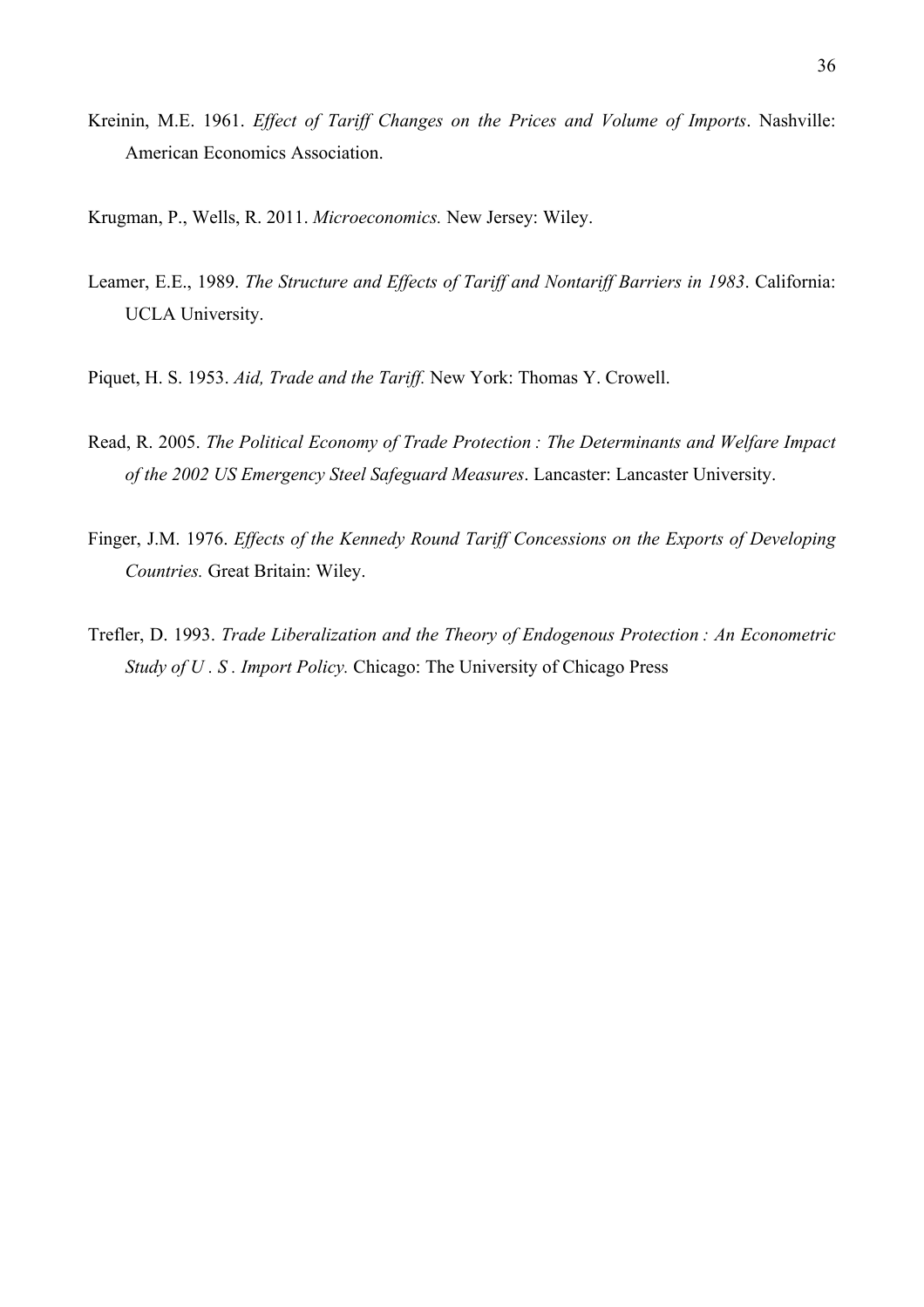Kreinin, M.E. 1961. *Effect of Tariff Changes on the Prices and Volume of Imports*. Nashville: American Economics Association.

Krugman, P., Wells, R. 2011. *Microeconomics.* New Jersey: Wiley.

Leamer, E.E., 1989. *The Structure and Effects of Tariff and Nontariff Barriers in 1983*. California: UCLA University.

Piquet, H. S. 1953. *Aid, Trade and the Tariff.* New York: Thomas Y. Crowell.

Read, R. 2005. *The Political Economy of Trade Protection : The Determinants and Welfare Impact of the 2002 US Emergency Steel Safeguard Measures*. Lancaster: Lancaster University.

Finger, J.M. 1976. *Effects of the Kennedy Round Tariff Concessions on the Exports of Developing Countries.* Great Britain: Wiley.

Trefler, D. 1993. *Trade Liberalization and the Theory of Endogenous Protection : An Econometric Study of U . S . Import Policy.* Chicago: The University of Chicago Press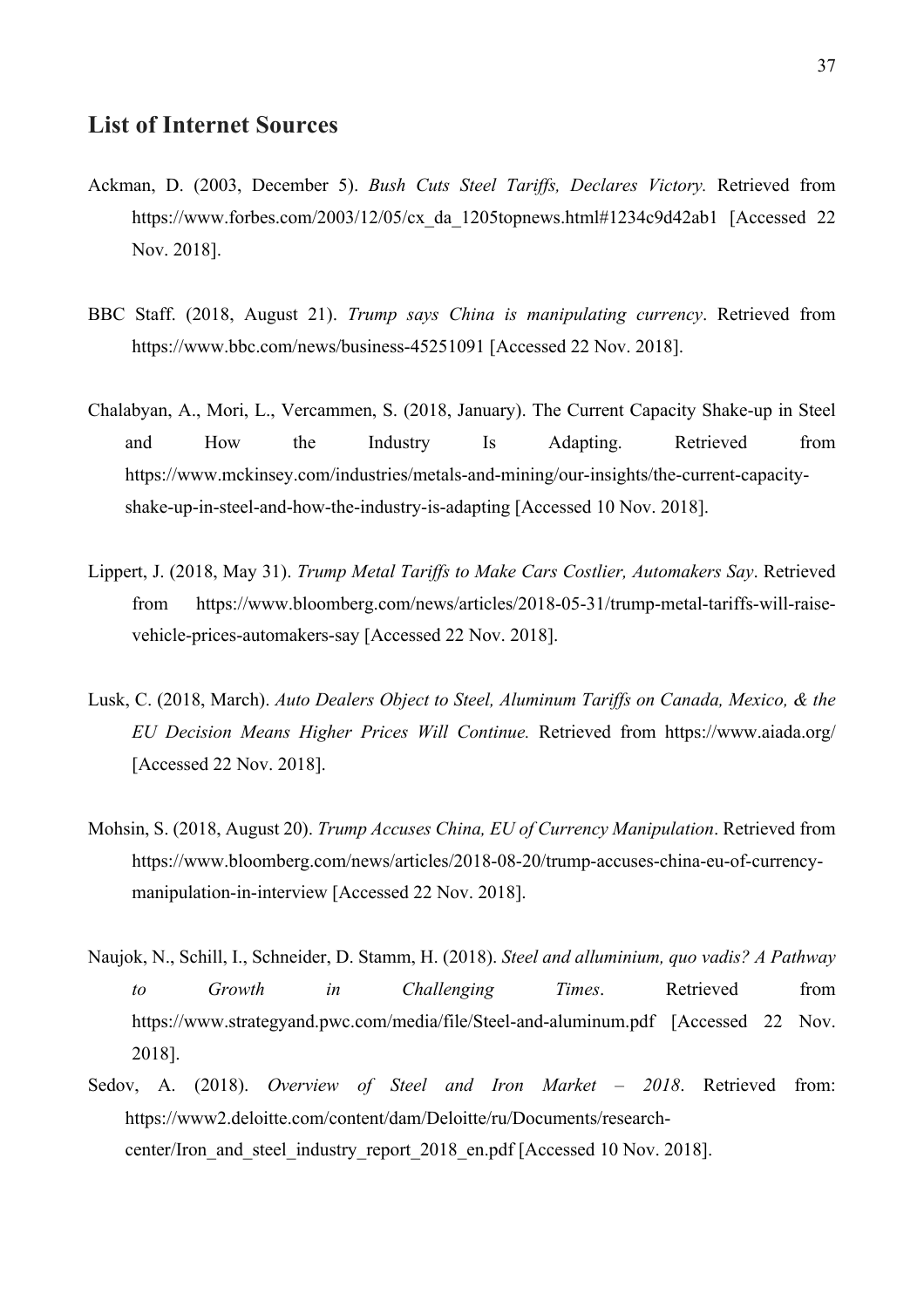## List of Internet Sources

Ackman, D. (2003, December 5). *Bush Cuts Steel Tariffs, Declares Victory.* Retrieved from https://www.forbes.com/2003/12/05/cx_da_1205topnews.html#1234c9d42ab1 [Accessed 22 Nov. 2018].

BBC Staff. (2018, August 21). *Trump says China is manipulating currency*. Retrieved from https://www.bbc.com/news/business-45251091 [Accessed 22 Nov. 2018].

Chalabyan, A., Mori, L., Vercammen, S. (2018, January). The Current Capacity Shake-up in Steel and How the Industry Is Adapting. Retrieved from https://www.mckinsey.com/industries/metals-and-mining/our-insights/the-current-capacity-shake-up-in-steel-and-how-the-industry-is-adapting [Accessed 10 Nov. 2018].

Lippert, J. (2018, May 31). *Trump Metal Tariffs to Make Cars Costlier, Automakers Say*. Retrieved from https://www.bloomberg.com/news/articles/2018-05-31/trump-metal-tariffs-will-raise-vehicle-prices-automakers-say [Accessed 22 Nov. 2018].

Lusk, C. (2018, March). *Auto Dealers Object to Steel, Aluminum Tariffs on Canada, Mexico, & the EU Decision Means Higher Prices Will Continue.* Retrieved from https://www.aiada.org/ [Accessed 22 Nov. 2018].

Mohsin, S. (2018, August 20). *Trump Accuses China, EU of Currency Manipulation*. Retrieved from https://www.bloomberg.com/news/articles/2018-08-20/trump-accuses-china-eu-of-currency-manipulation-in-interview [Accessed 22 Nov. 2018].

Naujok, N., Schill, I., Schneider, D. Stamm, H. (2018). *Steel and alluminium, quo vadis? A Pathway to Growth in Challenging Times*. Retrieved from https://www.strategyand.pwc.com/media/file/Steel-and-aluminum.pdf [Accessed 22 Nov. 2018].

Sedov, A. (2018). *Overview of Steel and Iron Market – 2018*. Retrieved from: https://www2.deloitte.com/content/dam/Deloitte/ru/Documents/research-center/Iron_and_steel_industry_report_2018_en.pdf [Accessed 10 Nov. 2018].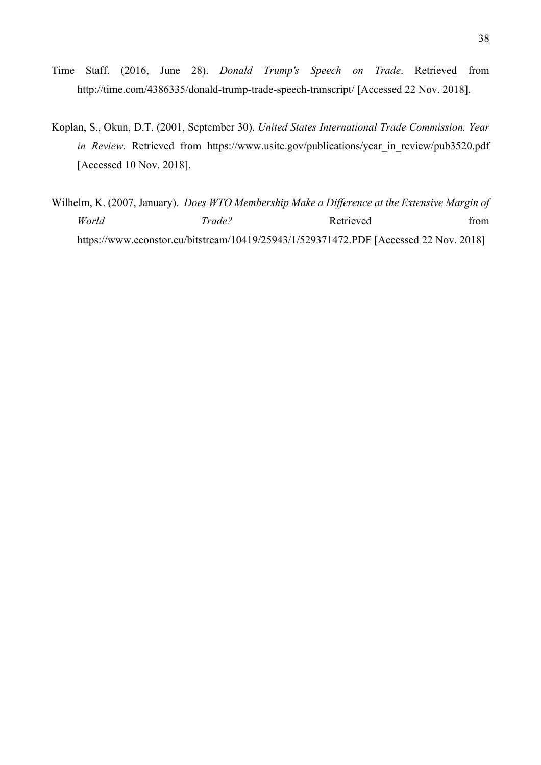Time Staff. (2016, June 28). *Donald Trump's Speech on Trade*. Retrieved from http://time.com/4386335/donald-trump-trade-speech-transcript/ [Accessed 22 Nov. 2018].

Koplan, S., Okun, D.T. (2001, September 30). *United States International Trade Commission. Year in Review*. Retrieved from https://www.usitc.gov/publications/year_in_review/pub3520.pdf [Accessed 10 Nov. 2018].

Wilhelm, K. (2007, January). *Does WTO Membership Make a Difference at the Extensive Margin of World Trade?* Retrieved from https://www.econstor.eu/bitstream/10419/25943/1/529371472.PDF [Accessed 22 Nov. 2018]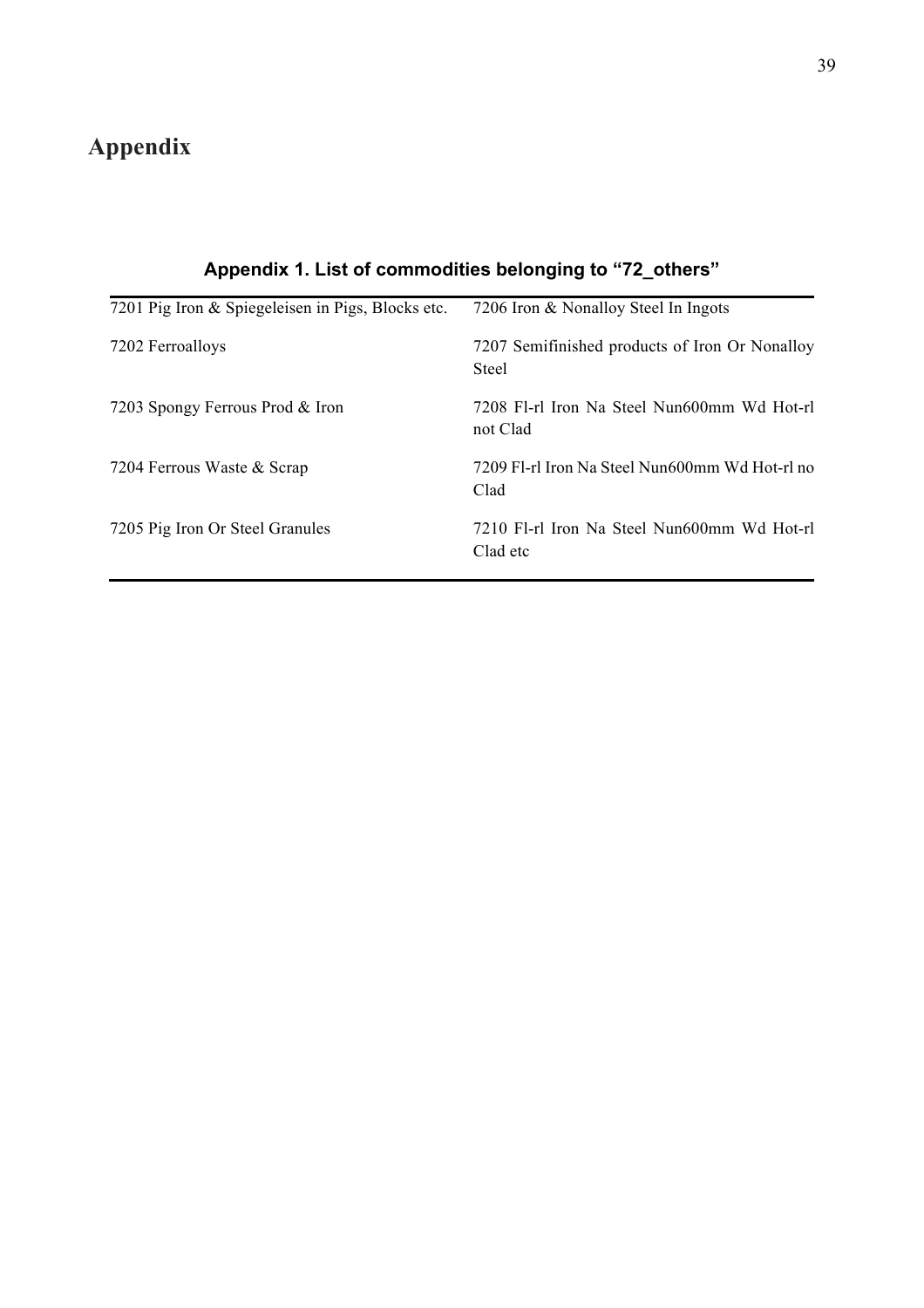# Appendix

**Appendix 1. List of commodities belonging to “72_others”**

| | |
|---|---|
| 7201 Pig Iron & Spiegeleisen in Pigs, Blocks etc. | 7206 Iron & Nonalloy Steel In Ingots |
| 7202 Ferroalloys | 7207 Semifinished products of Iron Or Nonalloy Steel |
| 7203 Spongy Ferrous Prod & Iron | 7208 Fl-rl Iron Na Steel Nun600mm Wd Hot-rl not Clad |
| 7204 Ferrous Waste & Scrap | 7209 Fl-rl Iron Na Steel Nun600mm Wd Hot-rl no Clad |
| 7205 Pig Iron Or Steel Granules | 7210 Fl-rl Iron Na Steel Nun600mm Wd Hot-rl Clad etc |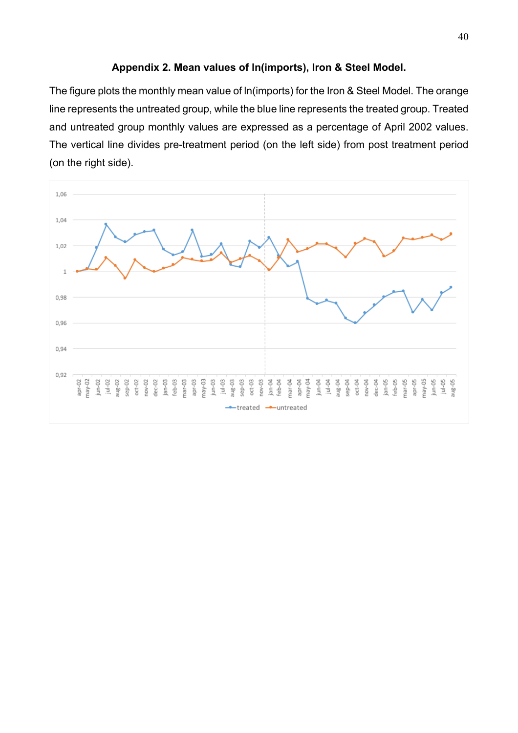**Appendix 2. Mean values of ln(imports), Iron & Steel Model.**

The figure plots the monthly mean value of ln(imports) for the Iron & Steel Model. The orange line represents the untreated group, while the blue line represents the treated group. Treated and untreated group monthly values are expressed as a percentage of April 2002 values. The vertical line divides pre-treatment period (on the left side) from post treatment period (on the right side).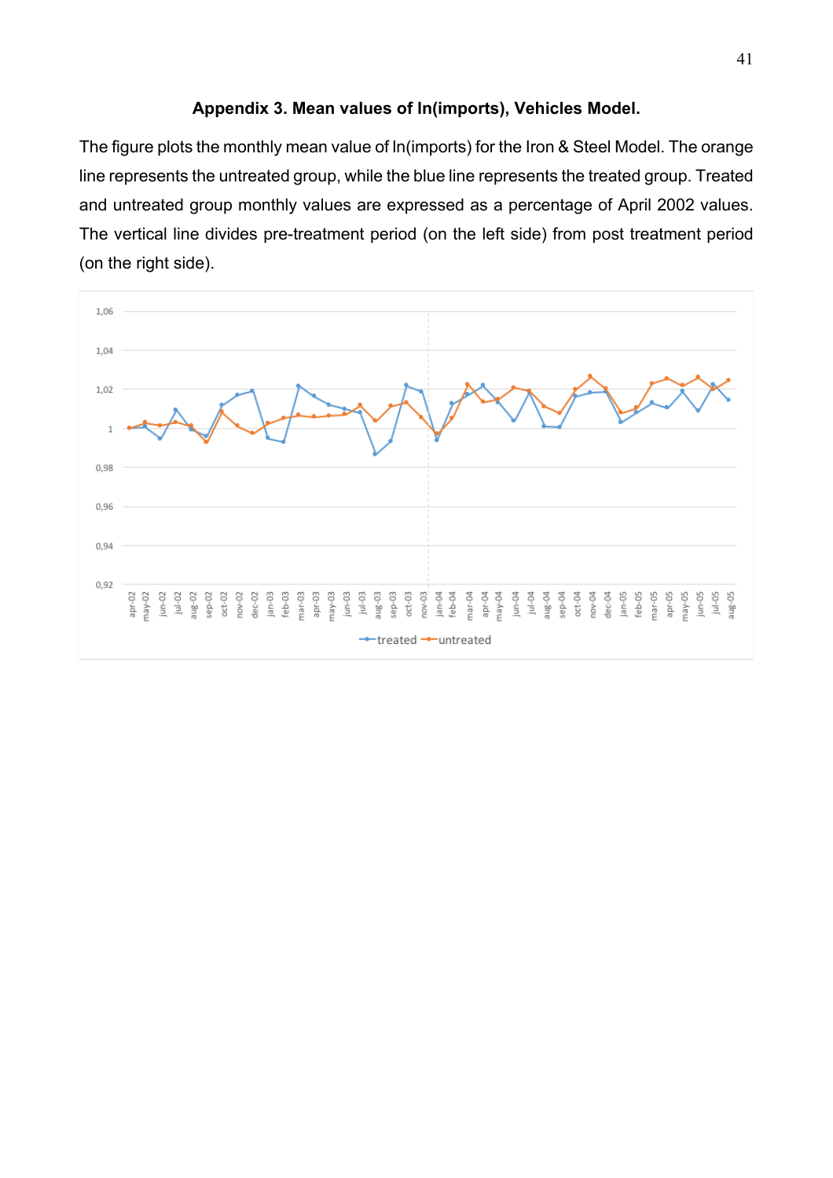**Appendix 3. Mean values of ln(imports), Vehicles Model.**

The figure plots the monthly mean value of ln(imports) for the Iron & Steel Model. The orange line represents the untreated group, while the blue line represents the treated group. Treated and untreated group monthly values are expressed as a percentage of April 2002 values. The vertical line divides pre-treatment period (on the left side) from post treatment period (on the right side).

1,06
1,04
1,02
1
0,98
0,96
0,94
0,92

apr-02 may-02 jun-02 jul-02 aug-02 sep-02 oct-02 nov-02 dec-02 jan-03 feb-03 mar-03 apr-03 may-03 jun-03 jul-03 aug-03 sep-03 oct-03 nov-03 jan-04 feb-04 mar-04 apr-04 may-04 jun-04 jul-04 aug-04 sep-04 oct-04 nov-04 dec-04 jan-05 feb-05 mar-05 apr-05 may-05 jun-05 jul-05 aug-05

treated untreated